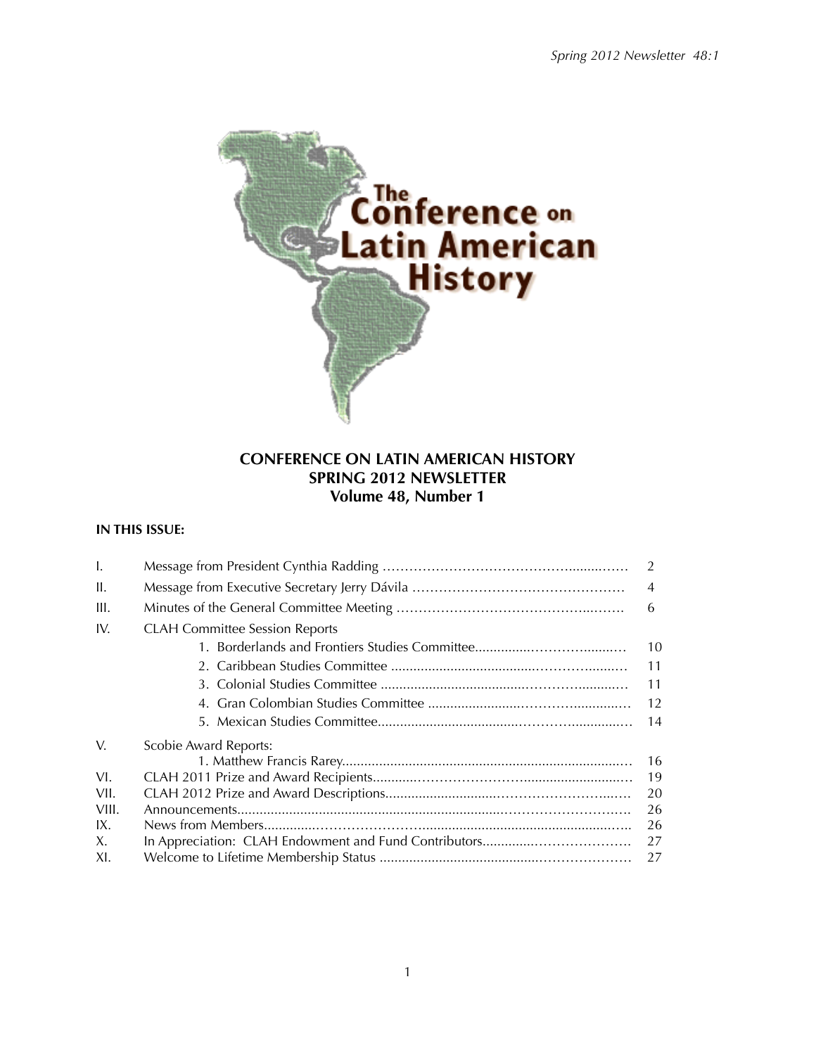# CONFERENCE ON LATIN AMERICAN HISTORY
## SPRING 2012 NEWSLETTER
## Volume 48, Number 1

**IN THIS ISSUE:**

| | | |
|---|---|---|
| I. | Message from President Cynthia Radding | 2 |
| II. | Message from Executive Secretary Jerry Dávila | 4 |
| III. | Minutes of the General Committee Meeting | 6 |
| IV. | CLAH Committee Session Reports | |
| | 1. Borderlands and Frontiers Studies Committee | 10 |
| | 2. Caribbean Studies Committee | 11 |
| | 3. Colonial Studies Committee | 11 |
| | 4. Gran Colombian Studies Committee | 12 |
| | 5. Mexican Studies Committee | 14 |
| V. | Scobie Award Reports: | |
| | 1. Matthew Francis Rarey | 16 |
| VI. | CLAH 2011 Prize and Award Recipients | 19 |
| VII. | CLAH 2012 Prize and Award Descriptions | 20 |
| VIII. | Announcements | 26 |
| IX. | News from Members | 26 |
| X. | In Appreciation: CLAH Endowment and Fund Contributors | 27 |
| XI. | Welcome to Lifetime Membership Status | 27 |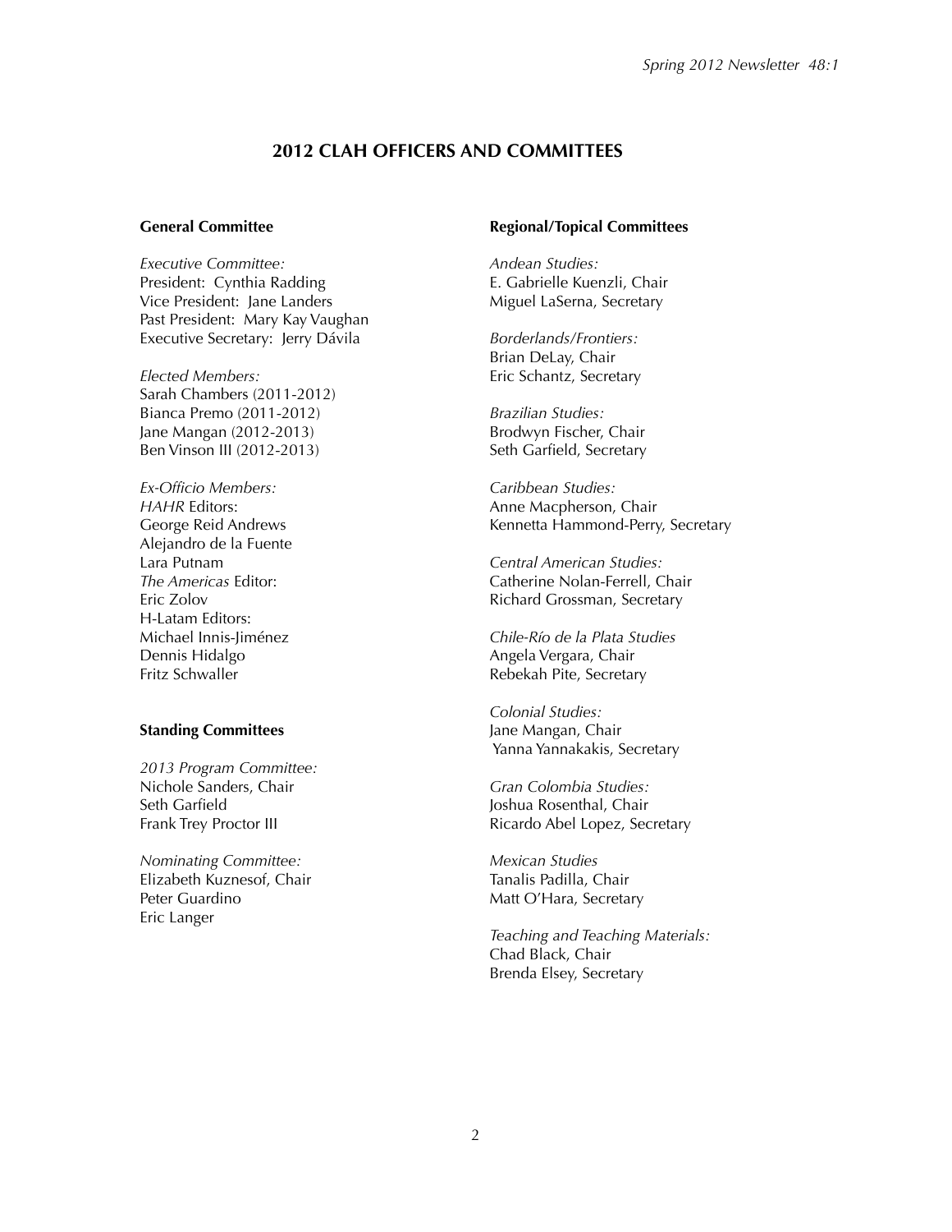# 2012 CLAH OFFICERS AND COMMITTEES

## General Committee

*Executive Committee:*
President: Cynthia Radding
Vice President: Jane Landers
Past President: Mary Kay Vaughan
Executive Secretary: Jerry Dávila

*Elected Members:*
Sarah Chambers (2011-2012)
Bianca Premo (2011-2012)
Jane Mangan (2012-2013)
Ben Vinson III (2012-2013)

*Ex-Officio Members:*
*HAHR* Editors:
George Reid Andrews
Alejandro de la Fuente
Lara Putnam
*The Americas* Editor:
Eric Zolov
H-Latam Editors:
Michael Innis-Jiménez
Dennis Hidalgo
Fritz Schwaller

## Standing Committees

*2013 Program Committee:*
Nichole Sanders, Chair
Seth Garfield
Frank Trey Proctor III

*Nominating Committee:*
Elizabeth Kuznesof, Chair
Peter Guardino
Eric Langer

## Regional/Topical Committees

*Andean Studies:*
E. Gabrielle Kuenzli, Chair
Miguel LaSerna, Secretary

*Borderlands/Frontiers:*
Brian DeLay, Chair
Eric Schantz, Secretary

*Brazilian Studies:*
Brodwyn Fischer, Chair
Seth Garfield, Secretary

*Caribbean Studies:*
Anne Macpherson, Chair
Kennetta Hammond-Perry, Secretary

*Central American Studies:*
Catherine Nolan-Ferrell, Chair
Richard Grossman, Secretary

*Chile-Río de la Plata Studies*
Angela Vergara, Chair
Rebekah Pite, Secretary

*Colonial Studies:*
Jane Mangan, Chair
Yanna Yannakakis, Secretary

*Gran Colombia Studies:*
Joshua Rosenthal, Chair
Ricardo Abel Lopez, Secretary

*Mexican Studies*
Tanalis Padilla, Chair
Matt O'Hara, Secretary

*Teaching and Teaching Materials:*
Chad Black, Chair
Brenda Elsey, Secretary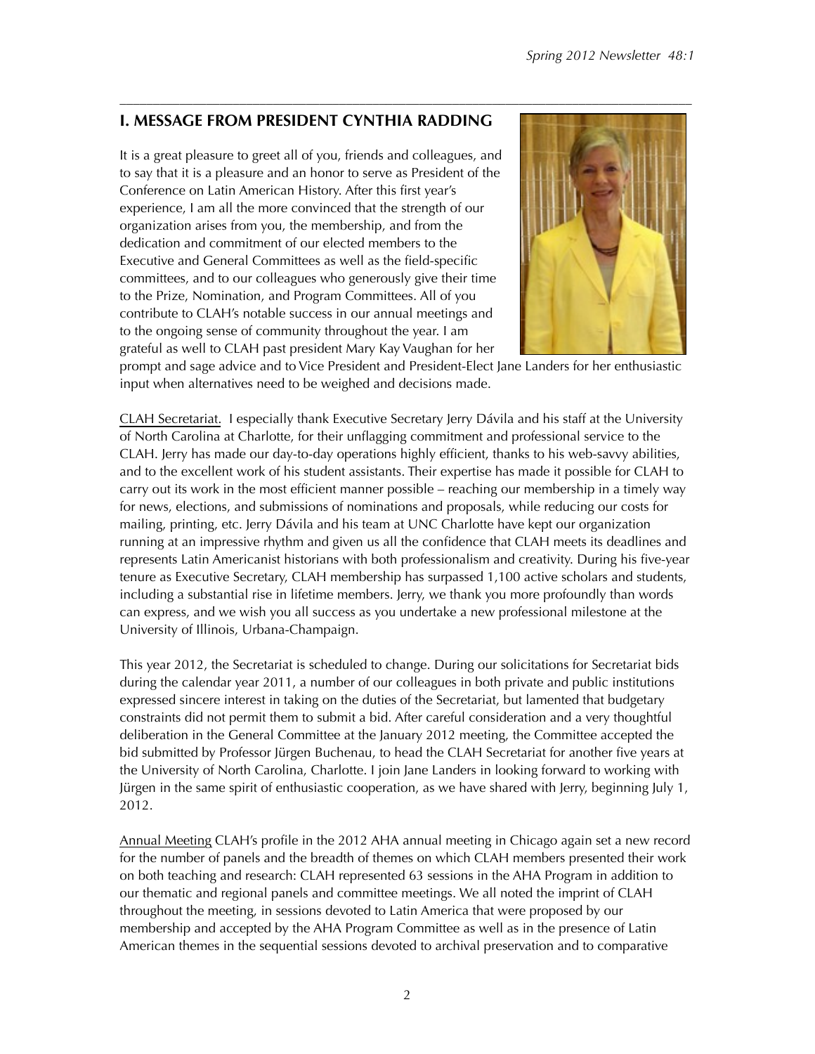## I. MESSAGE FROM PRESIDENT CYNTHIA RADDING

It is a great pleasure to greet all of you, friends and colleagues, and to say that it is a pleasure and an honor to serve as President of the Conference on Latin American History. After this first year's experience, I am all the more convinced that the strength of our organization arises from you, the membership, and from the dedication and commitment of our elected members to the Executive and General Committees as well as the field-specific committees, and to our colleagues who generously give their time to the Prize, Nomination, and Program Committees. All of you contribute to CLAH's notable success in our annual meetings and to the ongoing sense of community throughout the year. I am grateful as well to CLAH past president Mary Kay Vaughan for her prompt and sage advice and to Vice President and President-Elect Jane Landers for her enthusiastic input when alternatives need to be weighed and decisions made.

CLAH Secretariat. I especially thank Executive Secretary Jerry Dávila and his staff at the University of North Carolina at Charlotte, for their unflagging commitment and professional service to the CLAH. Jerry has made our day-to-day operations highly efficient, thanks to his web-savvy abilities, and to the excellent work of his student assistants. Their expertise has made it possible for CLAH to carry out its work in the most efficient manner possible – reaching our membership in a timely way for news, elections, and submissions of nominations and proposals, while reducing our costs for mailing, printing, etc. Jerry Dávila and his team at UNC Charlotte have kept our organization running at an impressive rhythm and given us all the confidence that CLAH meets its deadlines and represents Latin Americanist historians with both professionalism and creativity. During his five-year tenure as Executive Secretary, CLAH membership has surpassed 1,100 active scholars and students, including a substantial rise in lifetime members. Jerry, we thank you more profoundly than words can express, and we wish you all success as you undertake a new professional milestone at the University of Illinois, Urbana-Champaign.

This year 2012, the Secretariat is scheduled to change. During our solicitations for Secretariat bids during the calendar year 2011, a number of our colleagues in both private and public institutions expressed sincere interest in taking on the duties of the Secretariat, but lamented that budgetary constraints did not permit them to submit a bid. After careful consideration and a very thoughtful deliberation in the General Committee at the January 2012 meeting, the Committee accepted the bid submitted by Professor Jürgen Buchenau, to head the CLAH Secretariat for another five years at the University of North Carolina, Charlotte. I join Jane Landers in looking forward to working with Jürgen in the same spirit of enthusiastic cooperation, as we have shared with Jerry, beginning July 1, 2012.

Annual Meeting CLAH's profile in the 2012 AHA annual meeting in Chicago again set a new record for the number of panels and the breadth of themes on which CLAH members presented their work on both teaching and research: CLAH represented 63 sessions in the AHA Program in addition to our thematic and regional panels and committee meetings. We all noted the imprint of CLAH throughout the meeting, in sessions devoted to Latin America that were proposed by our membership and accepted by the AHA Program Committee as well as in the presence of Latin American themes in the sequential sessions devoted to archival preservation and to comparative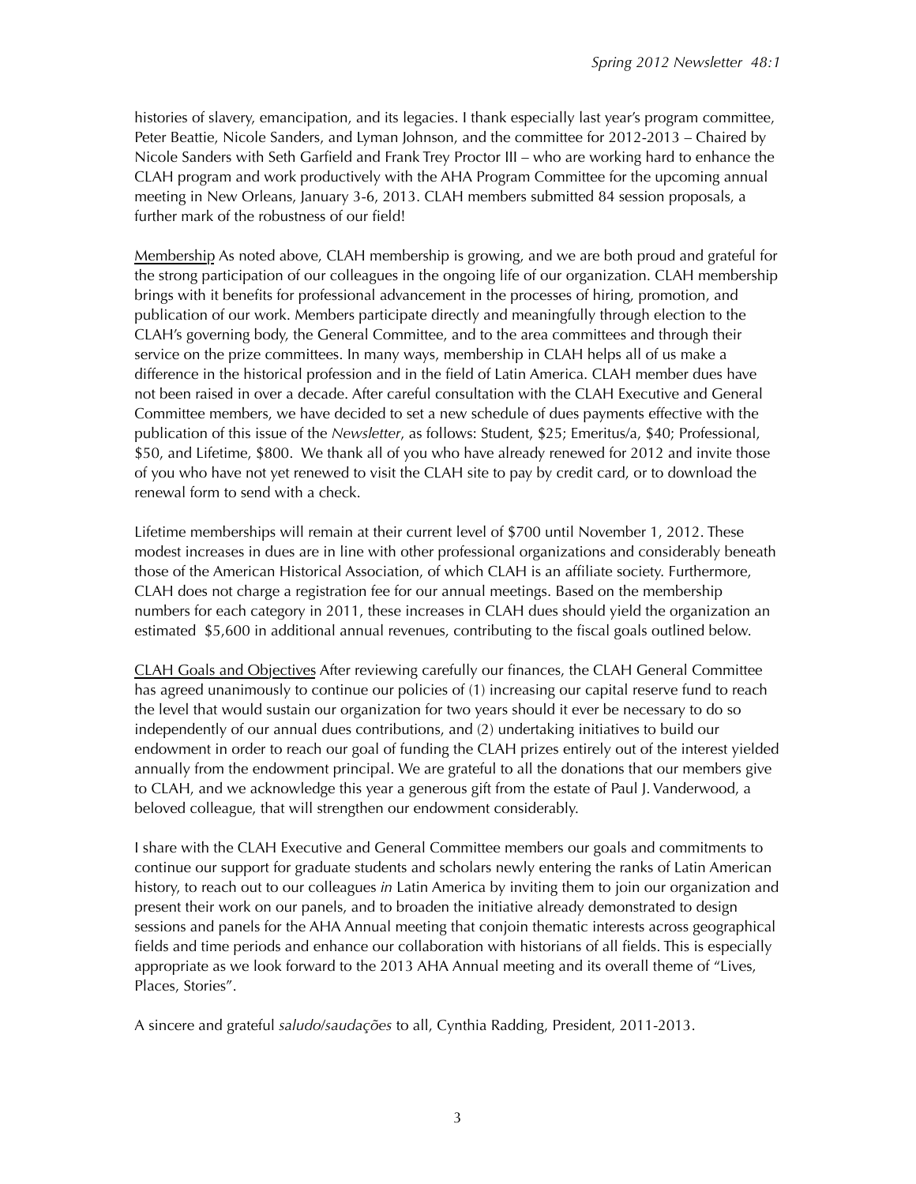histories of slavery, emancipation, and its legacies. I thank especially last year's program committee, Peter Beattie, Nicole Sanders, and Lyman Johnson, and the committee for 2012-2013 – Chaired by Nicole Sanders with Seth Garfield and Frank Trey Proctor III – who are working hard to enhance the CLAH program and work productively with the AHA Program Committee for the upcoming annual meeting in New Orleans, January 3-6, 2013. CLAH members submitted 84 session proposals, a further mark of the robustness of our field!

<u>Membership</u> As noted above, CLAH membership is growing, and we are both proud and grateful for the strong participation of our colleagues in the ongoing life of our organization. CLAH membership brings with it benefits for professional advancement in the processes of hiring, promotion, and publication of our work. Members participate directly and meaningfully through election to the CLAH's governing body, the General Committee, and to the area committees and through their service on the prize committees. In many ways, membership in CLAH helps all of us make a difference in the historical profession and in the field of Latin America. CLAH member dues have not been raised in over a decade. After careful consultation with the CLAH Executive and General Committee members, we have decided to set a new schedule of dues payments effective with the publication of this issue of the *Newsletter*, as follows: Student, $25; Emeritus/a, $40; Professional, $50, and Lifetime, $800. We thank all of you who have already renewed for 2012 and invite those of you who have not yet renewed to visit the CLAH site to pay by credit card, or to download the renewal form to send with a check.

Lifetime memberships will remain at their current level of $700 until November 1, 2012. These modest increases in dues are in line with other professional organizations and considerably beneath those of the American Historical Association, of which CLAH is an affiliate society. Furthermore, CLAH does not charge a registration fee for our annual meetings. Based on the membership numbers for each category in 2011, these increases in CLAH dues should yield the organization an estimated $5,600 in additional annual revenues, contributing to the fiscal goals outlined below.

<u>CLAH Goals and Objectives</u> After reviewing carefully our finances, the CLAH General Committee has agreed unanimously to continue our policies of (1) increasing our capital reserve fund to reach the level that would sustain our organization for two years should it ever be necessary to do so independently of our annual dues contributions, and (2) undertaking initiatives to build our endowment in order to reach our goal of funding the CLAH prizes entirely out of the interest yielded annually from the endowment principal. We are grateful to all the donations that our members give to CLAH, and we acknowledge this year a generous gift from the estate of Paul J. Vanderwood, a beloved colleague, that will strengthen our endowment considerably.

I share with the CLAH Executive and General Committee members our goals and commitments to continue our support for graduate students and scholars newly entering the ranks of Latin American history, to reach out to our colleagues *in* Latin America by inviting them to join our organization and present their work on our panels, and to broaden the initiative already demonstrated to design sessions and panels for the AHA Annual meeting that conjoin thematic interests across geographical fields and time periods and enhance our collaboration with historians of all fields. This is especially appropriate as we look forward to the 2013 AHA Annual meeting and its overall theme of "Lives, Places, Stories".

A sincere and grateful *saludo/saudações* to all, Cynthia Radding, President, 2011-2013.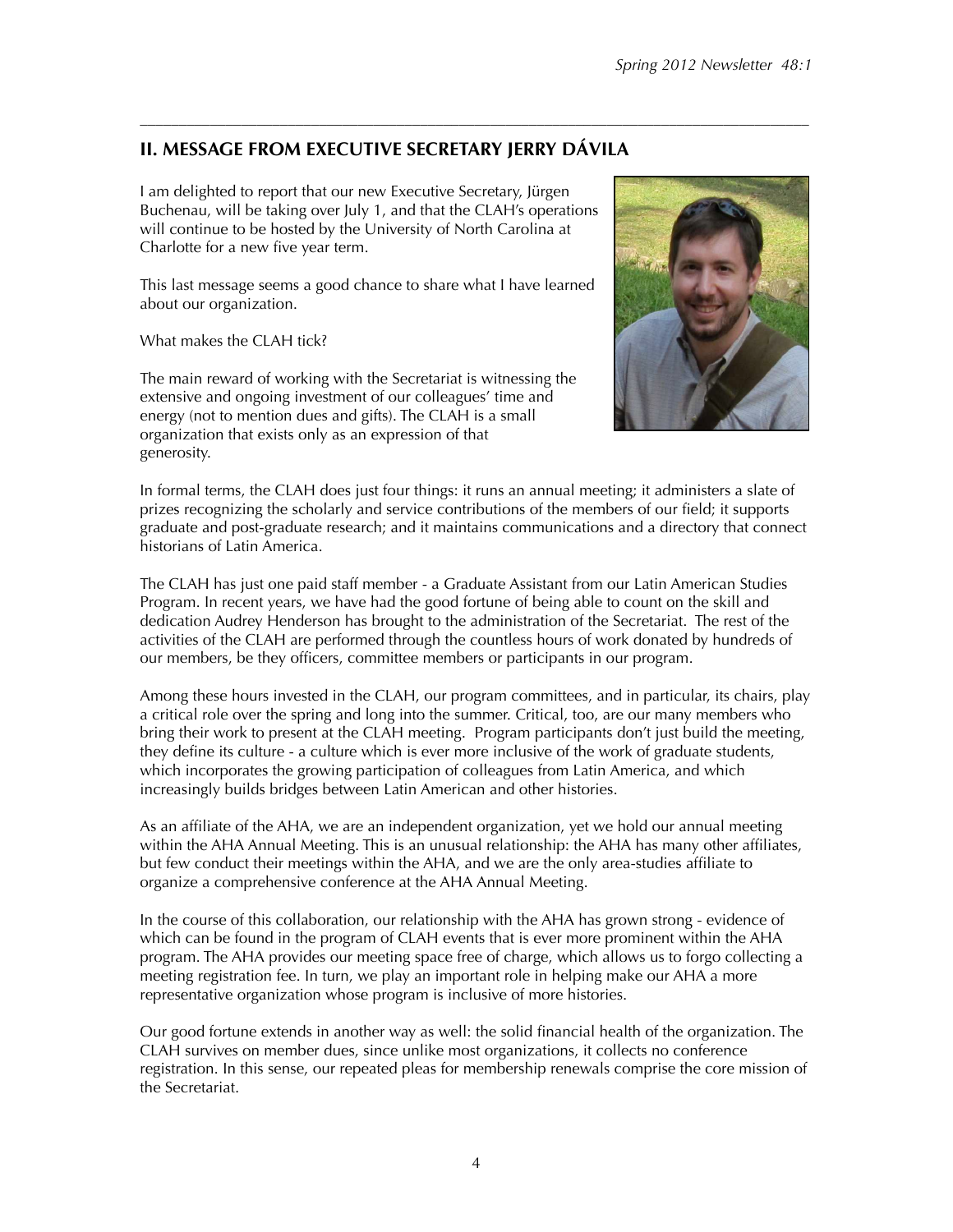## II. MESSAGE FROM EXECUTIVE SECRETARY JERRY DÁVILA

I am delighted to report that our new Executive Secretary, Jürgen Buchenau, will be taking over July 1, and that the CLAH's operations will continue to be hosted by the University of North Carolina at Charlotte for a new five year term.

This last message seems a good chance to share what I have learned about our organization.

What makes the CLAH tick?

The main reward of working with the Secretariat is witnessing the extensive and ongoing investment of our colleagues' time and energy (not to mention dues and gifts). The CLAH is a small organization that exists only as an expression of that generosity.

In formal terms, the CLAH does just four things: it runs an annual meeting; it administers a slate of prizes recognizing the scholarly and service contributions of the members of our field; it supports graduate and post-graduate research; and it maintains communications and a directory that connect historians of Latin America.

The CLAH has just one paid staff member - a Graduate Assistant from our Latin American Studies Program. In recent years, we have had the good fortune of being able to count on the skill and dedication Audrey Henderson has brought to the administration of the Secretariat. The rest of the activities of the CLAH are performed through the countless hours of work donated by hundreds of our members, be they officers, committee members or participants in our program.

Among these hours invested in the CLAH, our program committees, and in particular, its chairs, play a critical role over the spring and long into the summer. Critical, too, are our many members who bring their work to present at the CLAH meeting. Program participants don't just build the meeting, they define its culture - a culture which is ever more inclusive of the work of graduate students, which incorporates the growing participation of colleagues from Latin America, and which increasingly builds bridges between Latin American and other histories.

As an affiliate of the AHA, we are an independent organization, yet we hold our annual meeting within the AHA Annual Meeting. This is an unusual relationship: the AHA has many other affiliates, but few conduct their meetings within the AHA, and we are the only area-studies affiliate to organize a comprehensive conference at the AHA Annual Meeting.

In the course of this collaboration, our relationship with the AHA has grown strong - evidence of which can be found in the program of CLAH events that is ever more prominent within the AHA program. The AHA provides our meeting space free of charge, which allows us to forgo collecting a meeting registration fee. In turn, we play an important role in helping make our AHA a more representative organization whose program is inclusive of more histories.

Our good fortune extends in another way as well: the solid financial health of the organization. The CLAH survives on member dues, since unlike most organizations, it collects no conference registration. In this sense, our repeated pleas for membership renewals comprise the core mission of the Secretariat.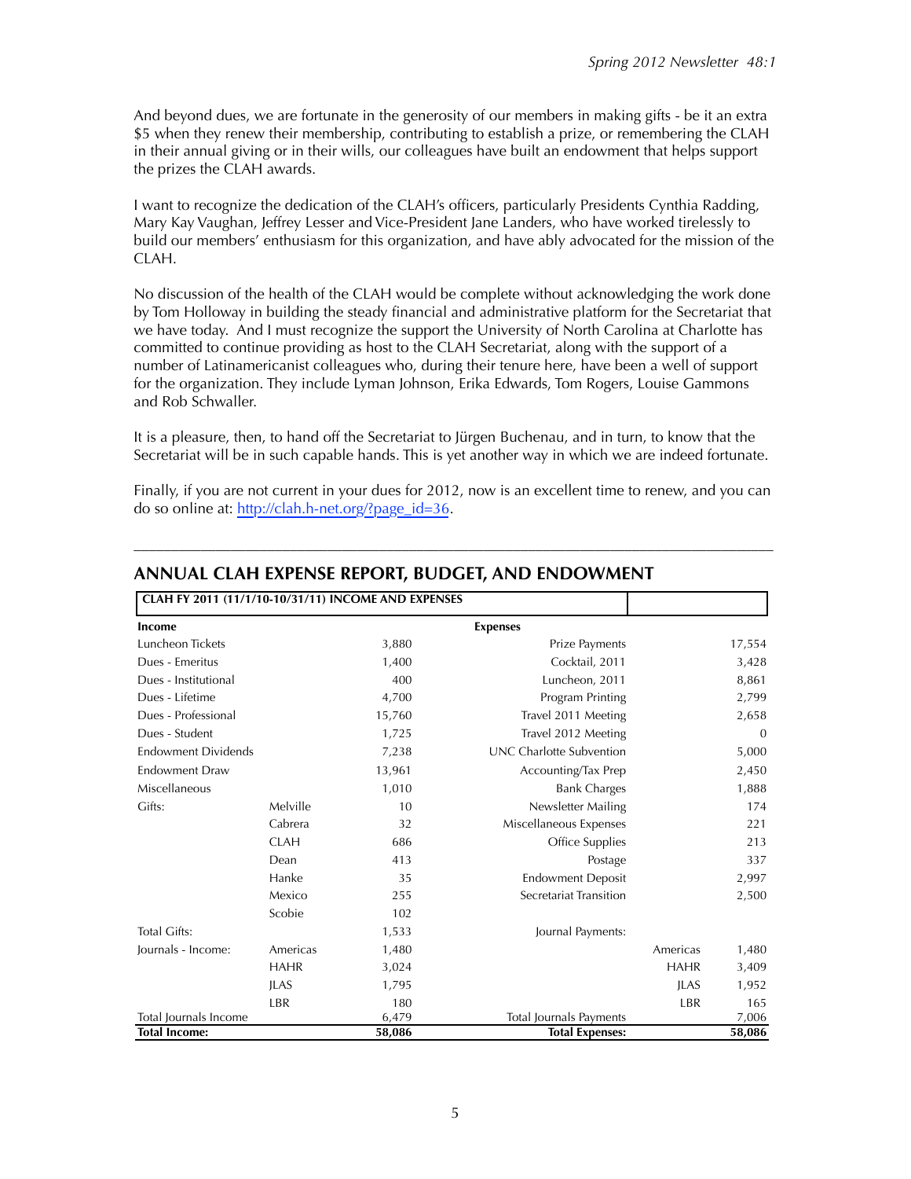And beyond dues, we are fortunate in the generosity of our members in making gifts - be it an extra $5 when they renew their membership, contributing to establish a prize, or remembering the CLAH in their annual giving or in their wills, our colleagues have built an endowment that helps support the prizes the CLAH awards.

I want to recognize the dedication of the CLAH's officers, particularly Presidents Cynthia Radding, Mary Kay Vaughan, Jeffrey Lesser and Vice-President Jane Landers, who have worked tirelessly to build our members' enthusiasm for this organization, and have ably advocated for the mission of the CLAH.

No discussion of the health of the CLAH would be complete without acknowledging the work done by Tom Holloway in building the steady financial and administrative platform for the Secretariat that we have today. And I must recognize the support the University of North Carolina at Charlotte has committed to continue providing as host to the CLAH Secretariat, along with the support of a number of Latinamericanist colleagues who, during their tenure here, have been a well of support for the organization. They include Lyman Johnson, Erika Edwards, Tom Rogers, Louise Gammons and Rob Schwaller.

It is a pleasure, then, to hand off the Secretariat to Jürgen Buchenau, and in turn, to know that the Secretariat will be in such capable hands. This is yet another way in which we are indeed fortunate.

Finally, if you are not current in your dues for 2012, now is an excellent time to renew, and you can do so online at: http://clah.h-net.org/?page_id=36.

---

## ANNUAL CLAH EXPENSE REPORT, BUDGET, AND ENDOWMENT

**CLAH FY 2011 (11/1/10-10/31/11) INCOME AND EXPENSES**

| **Income** | | | **Expenses** | | |
|---|---|---|---|---|---|
| Luncheon Tickets | | 3,880 | Prize Payments | | 17,554 |
| Dues - Emeritus | | 1,400 | Cocktail, 2011 | | 3,428 |
| Dues - Institutional | | 400 | Luncheon, 2011 | | 8,861 |
| Dues - Lifetime | | 4,700 | Program Printing | | 2,799 |
| Dues - Professional | | 15,760 | Travel 2011 Meeting | | 2,658 |
| Dues - Student | | 1,725 | Travel 2012 Meeting | | 0 |
| Endowment Dividends | | 7,238 | UNC Charlotte Subvention | | 5,000 |
| Endowment Draw | | 13,961 | Accounting/Tax Prep | | 2,450 |
| Miscellaneous | | 1,010 | Bank Charges | | 1,888 |
| Gifts: | Melville | 10 | Newsletter Mailing | | 174 |
| | Cabrera | 32 | Miscellaneous Expenses | | 221 |
| | CLAH | 686 | Office Supplies | | 213 |
| | Dean | 413 | Postage | | 337 |
| | Hanke | 35 | Endowment Deposit | | 2,997 |
| | Mexico | 255 | Secretariat Transition | | 2,500 |
| | Scobie | 102 | | | |
| Total Gifts: | | 1,533 | Journal Payments: | | |
| Journals - Income: | Americas | 1,480 | | Americas | 1,480 |
| | HAHR | 3,024 | | HAHR | 3,409 |
| | JLAS | 1,795 | | JLAS | 1,952 |
| | LBR | 180 | | LBR | 165 |
| Total Journals Income | | 6,479 | Total Journals Payments | | 7,006 |
| **Total Income:** | | **58,086** | **Total Expenses:** | | **58,086** |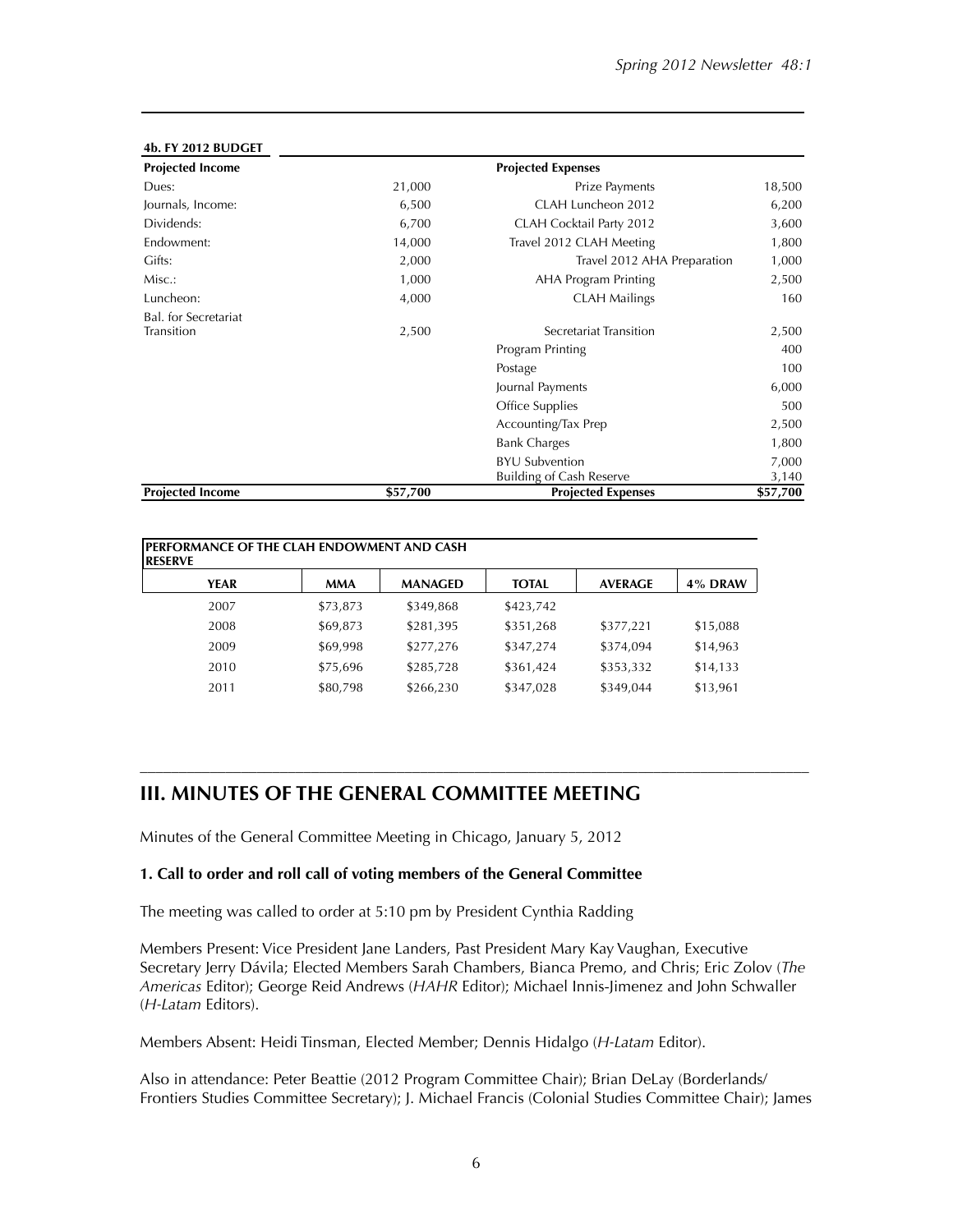#### 4b. FY 2012 BUDGET

| Projected Income | | Projected Expenses | |
|---|---|---|---|
| Dues: | 21,000 | Prize Payments | 18,500 |
| Journals, Income: | 6,500 | CLAH Luncheon 2012 | 6,200 |
| Dividends: | 6,700 | CLAH Cocktail Party 2012 | 3,600 |
| Endowment: | 14,000 | Travel 2012 CLAH Meeting | 1,800 |
| Gifts: | 2,000 | Travel 2012 AHA Preparation | 1,000 |
| Misc.: | 1,000 | AHA Program Printing | 2,500 |
| Luncheon: | 4,000 | CLAH Mailings | 160 |
| Bal. for Secretariat Transition | 2,500 | Secretariat Transition | 2,500 |
| | | Program Printing | 400 |
| | | Postage | 100 |
| | | Journal Payments | 6,000 |
| | | Office Supplies | 500 |
| | | Accounting/Tax Prep | 2,500 |
| | | Bank Charges | 1,800 |
| | | BYU Subvention | 7,000 |
| | | Building of Cash Reserve | 3,140 |
| **Projected Income** | **$57,700** | **Projected Expenses** | **$57,700** |

**PERFORMANCE OF THE CLAH ENDOWMENT AND CASH RESERVE**

| YEAR | MMA | MANAGED | TOTAL | AVERAGE | 4% DRAW |
|---|---|---|---|---|---|
| 2007 | $73,873 | $349,868 | $423,742 | | |
| 2008 | $69,873 | $281,395 | $351,268 | $377,221 | $15,088 |
| 2009 | $69,998 | $277,276 | $347,274 | $374,094 | $14,963 |
| 2010 | $75,696 | $285,728 | $361,424 | $353,332 | $14,133 |
| 2011 | $80,798 | $266,230 | $347,028 | $349,044 | $13,961 |

## III. MINUTES OF THE GENERAL COMMITTEE MEETING

Minutes of the General Committee Meeting in Chicago, January 5, 2012

**1. Call to order and roll call of voting members of the General Committee**

The meeting was called to order at 5:10 pm by President Cynthia Radding

Members Present: Vice President Jane Landers, Past President Mary Kay Vaughan, Executive Secretary Jerry Dávila; Elected Members Sarah Chambers, Bianca Premo, and Chris; Eric Zolov (*The Americas* Editor); George Reid Andrews (*HAHR* Editor); Michael Innis-Jimenez and John Schwaller (*H-Latam* Editors).

Members Absent: Heidi Tinsman, Elected Member; Dennis Hidalgo (*H-Latam* Editor).

Also in attendance: Peter Beattie (2012 Program Committee Chair); Brian DeLay (Borderlands/ Frontiers Studies Committee Secretary); J. Michael Francis (Colonial Studies Committee Chair); James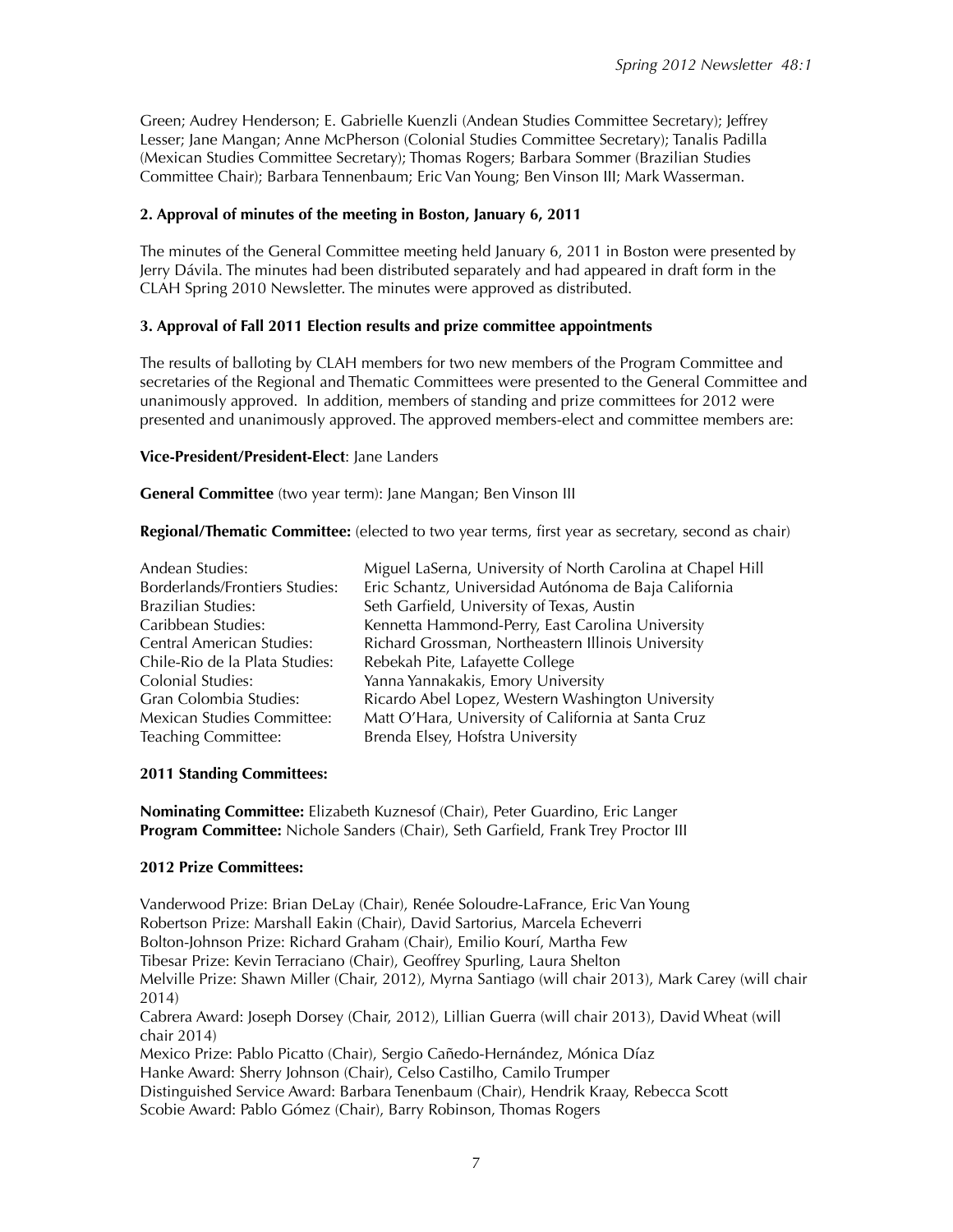Green; Audrey Henderson; E. Gabrielle Kuenzli (Andean Studies Committee Secretary); Jeffrey Lesser; Jane Mangan; Anne McPherson (Colonial Studies Committee Secretary); Tanalis Padilla (Mexican Studies Committee Secretary); Thomas Rogers; Barbara Sommer (Brazilian Studies Committee Chair); Barbara Tennenbaum; Eric Van Young; Ben Vinson III; Mark Wasserman.

**2. Approval of minutes of the meeting in Boston, January 6, 2011**

The minutes of the General Committee meeting held January 6, 2011 in Boston were presented by Jerry Dávila. The minutes had been distributed separately and had appeared in draft form in the CLAH Spring 2010 Newsletter. The minutes were approved as distributed.

**3. Approval of Fall 2011 Election results and prize committee appointments**

The results of balloting by CLAH members for two new members of the Program Committee and secretaries of the Regional and Thematic Committees were presented to the General Committee and unanimously approved. In addition, members of standing and prize committees for 2012 were presented and unanimously approved. The approved members-elect and committee members are:

**Vice-President/President-Elect**: Jane Landers

**General Committee** (two year term): Jane Mangan; Ben Vinson III

**Regional/Thematic Committee:** (elected to two year terms, first year as secretary, second as chair)

| | |
|---|---|
| Andean Studies: | Miguel LaSerna, University of North Carolina at Chapel Hill |
| Borderlands/Frontiers Studies: | Eric Schantz, Universidad Autónoma de Baja California |
| Brazilian Studies: | Seth Garfield, University of Texas, Austin |
| Caribbean Studies: | Kennetta Hammond-Perry, East Carolina University |
| Central American Studies: | Richard Grossman, Northeastern Illinois University |
| Chile-Rio de la Plata Studies: | Rebekah Pite, Lafayette College |
| Colonial Studies: | Yanna Yannakakis, Emory University |
| Gran Colombia Studies: | Ricardo Abel Lopez, Western Washington University |
| Mexican Studies Committee: | Matt O'Hara, University of California at Santa Cruz |
| Teaching Committee: | Brenda Elsey, Hofstra University |

**2011 Standing Committees:**

**Nominating Committee:** Elizabeth Kuznesof (Chair), Peter Guardino, Eric Langer
**Program Committee:** Nichole Sanders (Chair), Seth Garfield, Frank Trey Proctor III

**2012 Prize Committees:**

Vanderwood Prize: Brian DeLay (Chair), Renée Soloudre-LaFrance, Eric Van Young
Robertson Prize: Marshall Eakin (Chair), David Sartorius, Marcela Echeverri
Bolton-Johnson Prize: Richard Graham (Chair), Emilio Kourí, Martha Few
Tibesar Prize: Kevin Terraciano (Chair), Geoffrey Spurling, Laura Shelton
Melville Prize: Shawn Miller (Chair, 2012), Myrna Santiago (will chair 2013), Mark Carey (will chair 2014)
Cabrera Award: Joseph Dorsey (Chair, 2012), Lillian Guerra (will chair 2013), David Wheat (will chair 2014)
Mexico Prize: Pablo Picatto (Chair), Sergio Cañedo-Hernández, Mónica Díaz
Hanke Award: Sherry Johnson (Chair), Celso Castilho, Camilo Trumper
Distinguished Service Award: Barbara Tenenbaum (Chair), Hendrik Kraay, Rebecca Scott
Scobie Award: Pablo Gómez (Chair), Barry Robinson, Thomas Rogers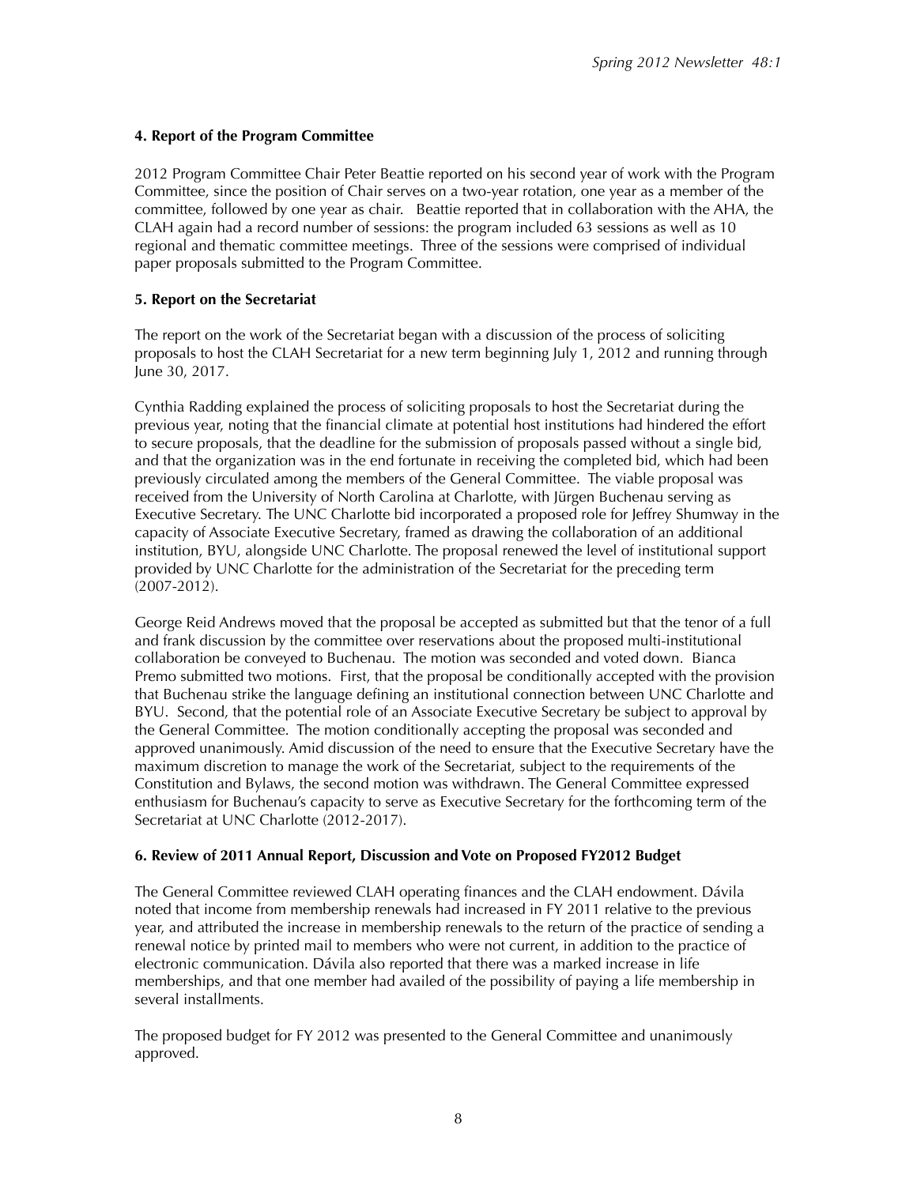**4. Report of the Program Committee**

2012 Program Committee Chair Peter Beattie reported on his second year of work with the Program Committee, since the position of Chair serves on a two-year rotation, one year as a member of the committee, followed by one year as chair. Beattie reported that in collaboration with the AHA, the CLAH again had a record number of sessions: the program included 63 sessions as well as 10 regional and thematic committee meetings. Three of the sessions were comprised of individual paper proposals submitted to the Program Committee.

**5. Report on the Secretariat**

The report on the work of the Secretariat began with a discussion of the process of soliciting proposals to host the CLAH Secretariat for a new term beginning July 1, 2012 and running through June 30, 2017.

Cynthia Radding explained the process of soliciting proposals to host the Secretariat during the previous year, noting that the financial climate at potential host institutions had hindered the effort to secure proposals, that the deadline for the submission of proposals passed without a single bid, and that the organization was in the end fortunate in receiving the completed bid, which had been previously circulated among the members of the General Committee. The viable proposal was received from the University of North Carolina at Charlotte, with Jürgen Buchenau serving as Executive Secretary. The UNC Charlotte bid incorporated a proposed role for Jeffrey Shumway in the capacity of Associate Executive Secretary, framed as drawing the collaboration of an additional institution, BYU, alongside UNC Charlotte. The proposal renewed the level of institutional support provided by UNC Charlotte for the administration of the Secretariat for the preceding term (2007-2012).

George Reid Andrews moved that the proposal be accepted as submitted but that the tenor of a full and frank discussion by the committee over reservations about the proposed multi-institutional collaboration be conveyed to Buchenau. The motion was seconded and voted down. Bianca Premo submitted two motions. First, that the proposal be conditionally accepted with the provision that Buchenau strike the language defining an institutional connection between UNC Charlotte and BYU. Second, that the potential role of an Associate Executive Secretary be subject to approval by the General Committee. The motion conditionally accepting the proposal was seconded and approved unanimously. Amid discussion of the need to ensure that the Executive Secretary have the maximum discretion to manage the work of the Secretariat, subject to the requirements of the Constitution and Bylaws, the second motion was withdrawn. The General Committee expressed enthusiasm for Buchenau's capacity to serve as Executive Secretary for the forthcoming term of the Secretariat at UNC Charlotte (2012-2017).

**6. Review of 2011 Annual Report, Discussion and Vote on Proposed FY2012 Budget**

The General Committee reviewed CLAH operating finances and the CLAH endowment. Dávila noted that income from membership renewals had increased in FY 2011 relative to the previous year, and attributed the increase in membership renewals to the return of the practice of sending a renewal notice by printed mail to members who were not current, in addition to the practice of electronic communication. Dávila also reported that there was a marked increase in life memberships, and that one member had availed of the possibility of paying a life membership in several installments.

The proposed budget for FY 2012 was presented to the General Committee and unanimously approved.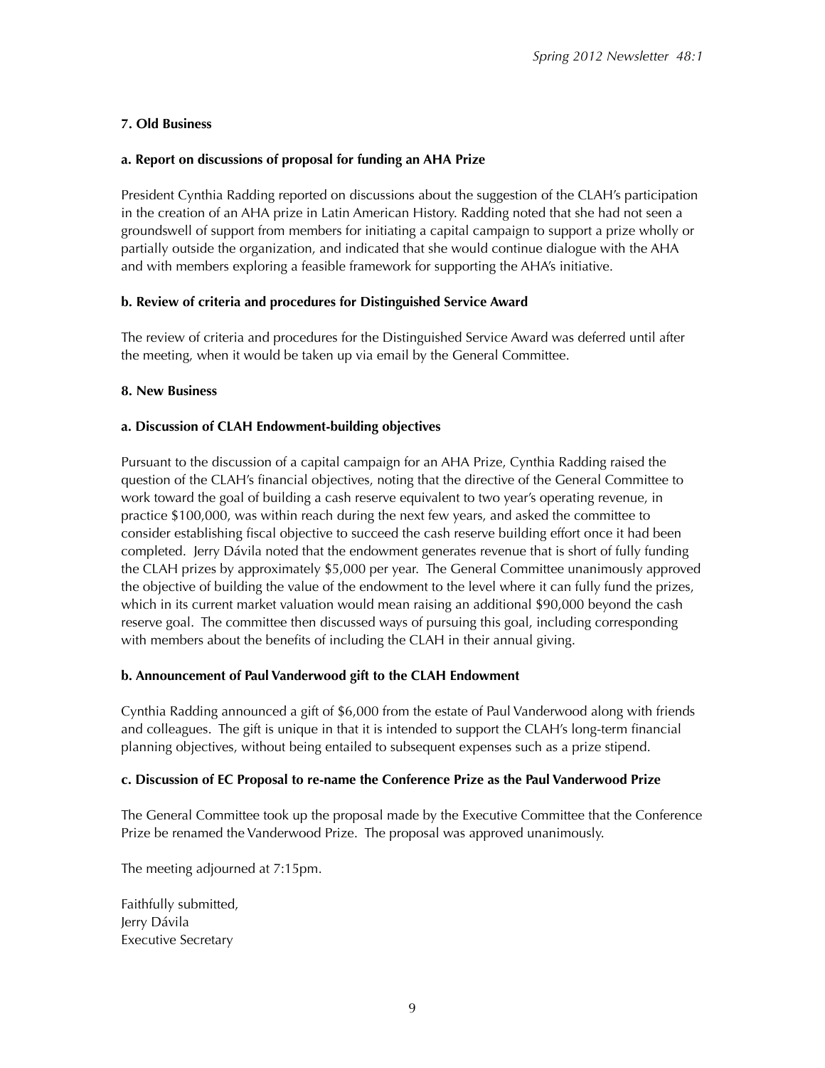**7. Old Business**

**a. Report on discussions of proposal for funding an AHA Prize**

President Cynthia Radding reported on discussions about the suggestion of the CLAH's participation in the creation of an AHA prize in Latin American History. Radding noted that she had not seen a groundswell of support from members for initiating a capital campaign to support a prize wholly or partially outside the organization, and indicated that she would continue dialogue with the AHA and with members exploring a feasible framework for supporting the AHA's initiative.

**b. Review of criteria and procedures for Distinguished Service Award**

The review of criteria and procedures for the Distinguished Service Award was deferred until after the meeting, when it would be taken up via email by the General Committee.

**8. New Business**

**a. Discussion of CLAH Endowment-building objectives**

Pursuant to the discussion of a capital campaign for an AHA Prize, Cynthia Radding raised the question of the CLAH's financial objectives, noting that the directive of the General Committee to work toward the goal of building a cash reserve equivalent to two year's operating revenue, in practice $100,000, was within reach during the next few years, and asked the committee to consider establishing fiscal objective to succeed the cash reserve building effort once it had been completed. Jerry Dávila noted that the endowment generates revenue that is short of fully funding the CLAH prizes by approximately $5,000 per year. The General Committee unanimously approved the objective of building the value of the endowment to the level where it can fully fund the prizes, which in its current market valuation would mean raising an additional $90,000 beyond the cash reserve goal. The committee then discussed ways of pursuing this goal, including corresponding with members about the benefits of including the CLAH in their annual giving.

**b. Announcement of Paul Vanderwood gift to the CLAH Endowment**

Cynthia Radding announced a gift of $6,000 from the estate of Paul Vanderwood along with friends and colleagues. The gift is unique in that it is intended to support the CLAH's long-term financial planning objectives, without being entailed to subsequent expenses such as a prize stipend.

**c. Discussion of EC Proposal to re-name the Conference Prize as the Paul Vanderwood Prize**

The General Committee took up the proposal made by the Executive Committee that the Conference Prize be renamed the Vanderwood Prize. The proposal was approved unanimously.

The meeting adjourned at 7:15pm.

Faithfully submitted,
Jerry Dávila
Executive Secretary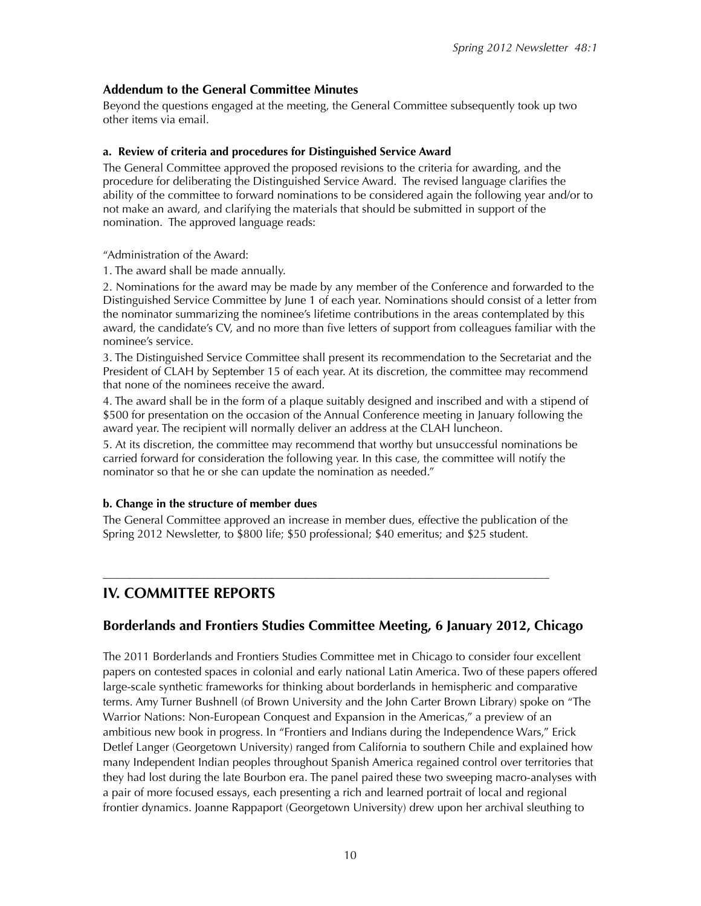### Addendum to the General Committee Minutes

Beyond the questions engaged at the meeting, the General Committee subsequently took up two other items via email.

#### a. Review of criteria and procedures for Distinguished Service Award

The General Committee approved the proposed revisions to the criteria for awarding, and the procedure for deliberating the Distinguished Service Award. The revised language clarifies the ability of the committee to forward nominations to be considered again the following year and/or to not make an award, and clarifying the materials that should be submitted in support of the nomination. The approved language reads:

"Administration of the Award:

1. The award shall be made annually.
2. Nominations for the award may be made by any member of the Conference and forwarded to the Distinguished Service Committee by June 1 of each year. Nominations should consist of a letter from the nominator summarizing the nominee's lifetime contributions in the areas contemplated by this award, the candidate's CV, and no more than five letters of support from colleagues familiar with the nominee's service.
3. The Distinguished Service Committee shall present its recommendation to the Secretariat and the President of CLAH by September 15 of each year. At its discretion, the committee may recommend that none of the nominees receive the award.
4. The award shall be in the form of a plaque suitably designed and inscribed and with a stipend of $500 for presentation on the occasion of the Annual Conference meeting in January following the award year. The recipient will normally deliver an address at the CLAH luncheon.
5. At its discretion, the committee may recommend that worthy but unsuccessful nominations be carried forward for consideration the following year. In this case, the committee will notify the nominator so that he or she can update the nomination as needed."

#### b. Change in the structure of member dues

The General Committee approved an increase in member dues, effective the publication of the Spring 2012 Newsletter, to $800 life; $50 professional; $40 emeritus; and $25 student.

---

## IV. COMMITTEE REPORTS

### Borderlands and Frontiers Studies Committee Meeting, 6 January 2012, Chicago

The 2011 Borderlands and Frontiers Studies Committee met in Chicago to consider four excellent papers on contested spaces in colonial and early national Latin America. Two of these papers offered large-scale synthetic frameworks for thinking about borderlands in hemispheric and comparative terms. Amy Turner Bushnell (of Brown University and the John Carter Brown Library) spoke on "The Warrior Nations: Non-European Conquest and Expansion in the Americas," a preview of an ambitious new book in progress. In "Frontiers and Indians during the Independence Wars," Erick Detlef Langer (Georgetown University) ranged from California to southern Chile and explained how many Independent Indian peoples throughout Spanish America regained control over territories that they had lost during the late Bourbon era. The panel paired these two sweeping macro-analyses with a pair of more focused essays, each presenting a rich and learned portrait of local and regional frontier dynamics. Joanne Rappaport (Georgetown University) drew upon her archival sleuthing to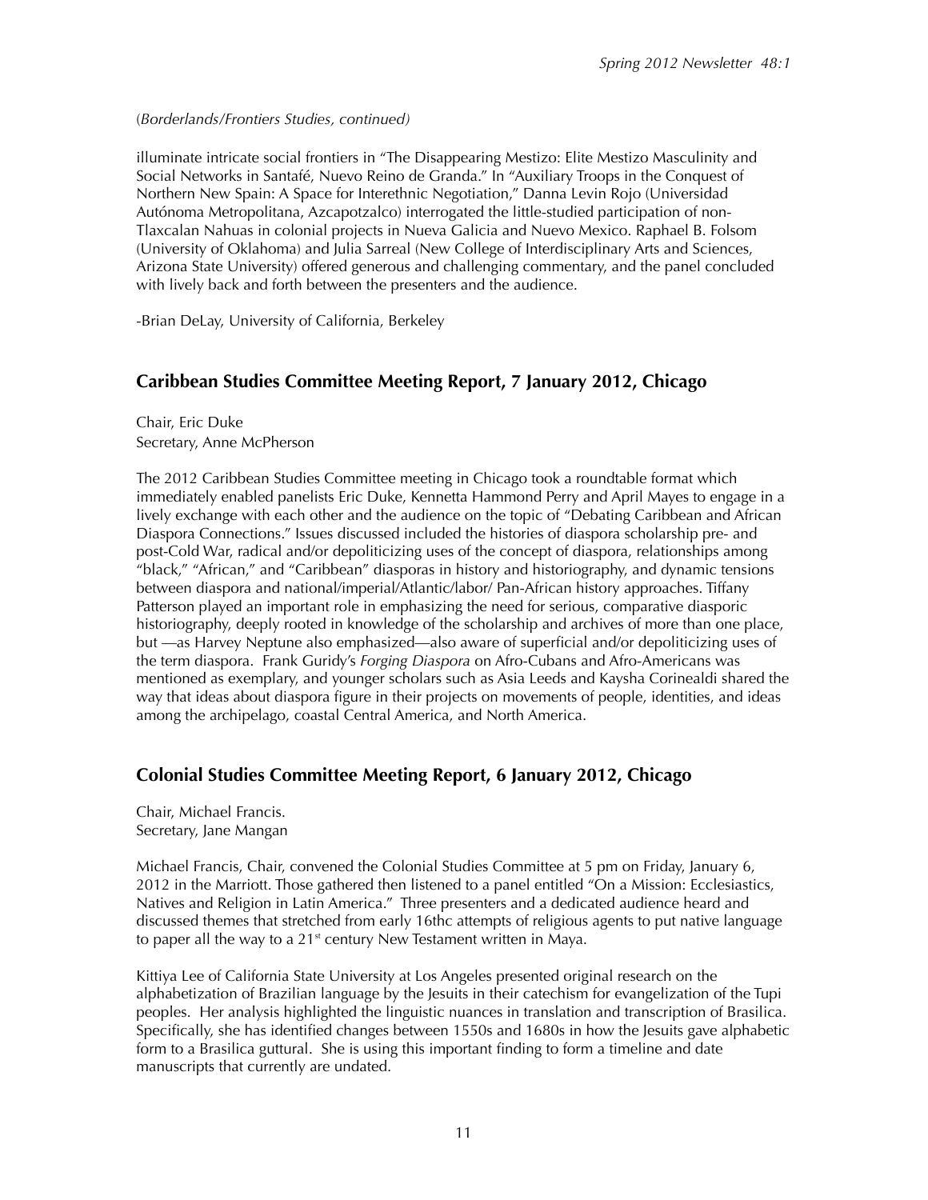(*Borderlands/Frontiers Studies, continued)*

illuminate intricate social frontiers in "The Disappearing Mestizo: Elite Mestizo Masculinity and Social Networks in Santafé, Nuevo Reino de Granda." In "Auxiliary Troops in the Conquest of Northern New Spain: A Space for Interethnic Negotiation," Danna Levin Rojo (Universidad Autónoma Metropolitana, Azcapotzalco) interrogated the little-studied participation of non-Tlaxcalan Nahuas in colonial projects in Nueva Galicia and Nuevo Mexico. Raphael B. Folsom (University of Oklahoma) and Julia Sarreal (New College of Interdisciplinary Arts and Sciences, Arizona State University) offered generous and challenging commentary, and the panel concluded with lively back and forth between the presenters and the audience.

-Brian DeLay, University of California, Berkeley

## Caribbean Studies Committee Meeting Report, 7 January 2012, Chicago

Chair, Eric Duke
Secretary, Anne McPherson

The 2012 Caribbean Studies Committee meeting in Chicago took a roundtable format which immediately enabled panelists Eric Duke, Kennetta Hammond Perry and April Mayes to engage in a lively exchange with each other and the audience on the topic of "Debating Caribbean and African Diaspora Connections." Issues discussed included the histories of diaspora scholarship pre- and post-Cold War, radical and/or depoliticizing uses of the concept of diaspora, relationships among "black," "African," and "Caribbean" diasporas in history and historiography, and dynamic tensions between diaspora and national/imperial/Atlantic/labor/ Pan-African history approaches. Tiffany Patterson played an important role in emphasizing the need for serious, comparative diasporic historiography, deeply rooted in knowledge of the scholarship and archives of more than one place, but —as Harvey Neptune also emphasized—also aware of superficial and/or depoliticizing uses of the term diaspora. Frank Guridy's *Forging Diaspora* on Afro-Cubans and Afro-Americans was mentioned as exemplary, and younger scholars such as Asia Leeds and Kaysha Corinealdi shared the way that ideas about diaspora figure in their projects on movements of people, identities, and ideas among the archipelago, coastal Central America, and North America.

## Colonial Studies Committee Meeting Report, 6 January 2012, Chicago

Chair, Michael Francis.
Secretary, Jane Mangan

Michael Francis, Chair, convened the Colonial Studies Committee at 5 pm on Friday, January 6, 2012 in the Marriott. Those gathered then listened to a panel entitled "On a Mission: Ecclesiastics, Natives and Religion in Latin America." Three presenters and a dedicated audience heard and discussed themes that stretched from early 16thc attempts of religious agents to put native language to paper all the way to a 21st century New Testament written in Maya.

Kittiya Lee of California State University at Los Angeles presented original research on the alphabetization of Brazilian language by the Jesuits in their catechism for evangelization of the Tupi peoples. Her analysis highlighted the linguistic nuances in translation and transcription of Brasilica. Specifically, she has identified changes between 1550s and 1680s in how the Jesuits gave alphabetic form to a Brasilica guttural. She is using this important finding to form a timeline and date manuscripts that currently are undated.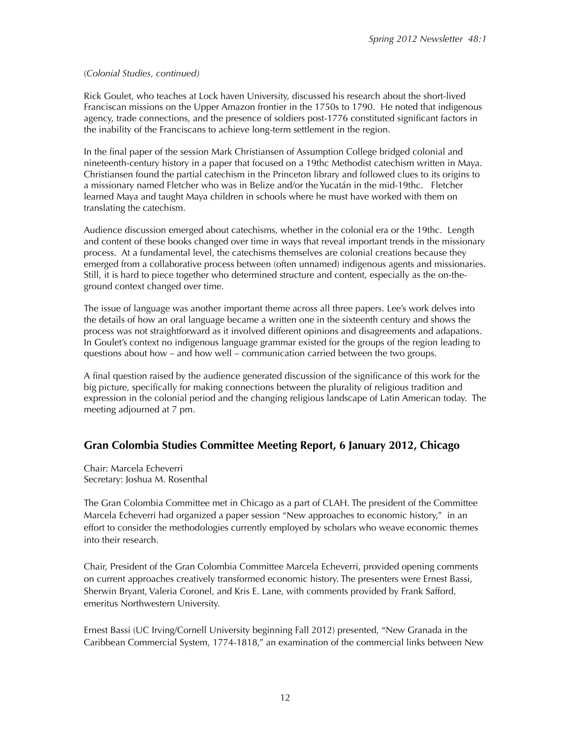(*Colonial Studies, continued)*

Rick Goulet, who teaches at Lock haven University, discussed his research about the short-lived Franciscan missions on the Upper Amazon frontier in the 1750s to 1790. He noted that indigenous agency, trade connections, and the presence of soldiers post-1776 constituted significant factors in the inability of the Franciscans to achieve long-term settlement in the region.

In the final paper of the session Mark Christiansen of Assumption College bridged colonial and nineteenth-century history in a paper that focused on a 19thc Methodist catechism written in Maya. Christiansen found the partial catechism in the Princeton library and followed clues to its origins to a missionary named Fletcher who was in Belize and/or the Yucatán in the mid-19thc. Fletcher learned Maya and taught Maya children in schools where he must have worked with them on translating the catechism.

Audience discussion emerged about catechisms, whether in the colonial era or the 19thc. Length and content of these books changed over time in ways that reveal important trends in the missionary process. At a fundamental level, the catechisms themselves are colonial creations because they emerged from a collaborative process between (often unnamed) indigenous agents and missionaries. Still, it is hard to piece together who determined structure and content, especially as the on-the-ground context changed over time.

The issue of language was another important theme across all three papers. Lee's work delves into the details of how an oral language became a written one in the sixteenth century and shows the process was not straightforward as it involved different opinions and disagreements and adapations. In Goulet's context no indigenous language grammar existed for the groups of the region leading to questions about how – and how well – communication carried between the two groups.

A final question raised by the audience generated discussion of the significance of this work for the big picture, specifically for making connections between the plurality of religious tradition and expression in the colonial period and the changing religious landscape of Latin American today. The meeting adjourned at 7 pm.

## Gran Colombia Studies Committee Meeting Report, 6 January 2012, Chicago

Chair: Marcela Echeverri
Secretary: Joshua M. Rosenthal

The Gran Colombia Committee met in Chicago as a part of CLAH. The president of the Committee Marcela Echeverri had organized a paper session "New approaches to economic history," in an effort to consider the methodologies currently employed by scholars who weave economic themes into their research.

Chair, President of the Gran Colombia Committee Marcela Echeverri, provided opening comments on current approaches creatively transformed economic history. The presenters were Ernest Bassi, Sherwin Bryant, Valeria Coronel, and Kris E. Lane, with comments provided by Frank Safford, emeritus Northwestern University.

Ernest Bassi (UC Irving/Cornell University beginning Fall 2012) presented, "New Granada in the Caribbean Commercial System, 1774-1818," an examination of the commercial links between New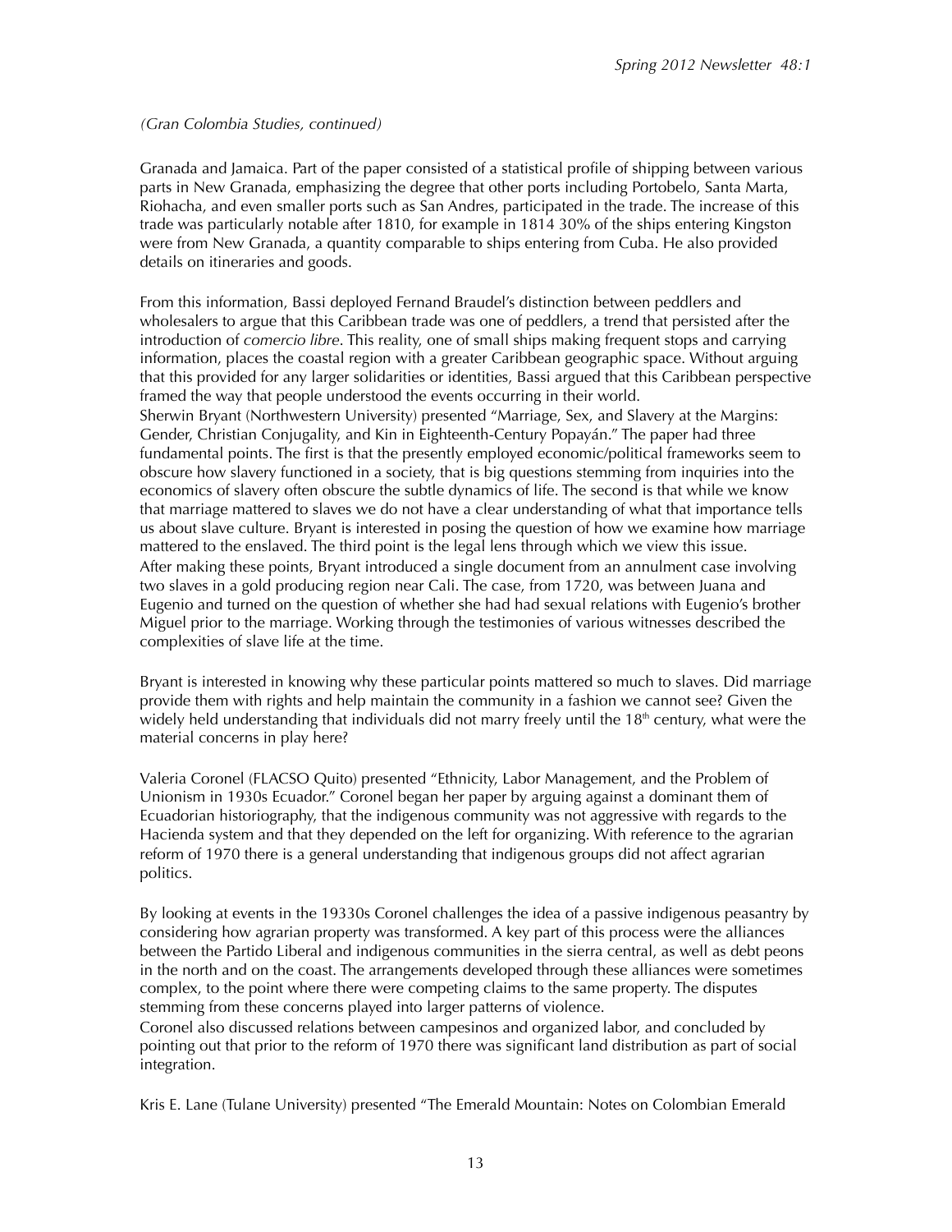*(Gran Colombia Studies, continued)*

Granada and Jamaica. Part of the paper consisted of a statistical profile of shipping between various parts in New Granada, emphasizing the degree that other ports including Portobelo, Santa Marta, Riohacha, and even smaller ports such as San Andres, participated in the trade. The increase of this trade was particularly notable after 1810, for example in 1814 30% of the ships entering Kingston were from New Granada, a quantity comparable to ships entering from Cuba. He also provided details on itineraries and goods.

From this information, Bassi deployed Fernand Braudel's distinction between peddlers and wholesalers to argue that this Caribbean trade was one of peddlers, a trend that persisted after the introduction of *comercio libre*. This reality, one of small ships making frequent stops and carrying information, places the coastal region with a greater Caribbean geographic space. Without arguing that this provided for any larger solidarities or identities, Bassi argued that this Caribbean perspective framed the way that people understood the events occurring in their world.

Sherwin Bryant (Northwestern University) presented "Marriage, Sex, and Slavery at the Margins: Gender, Christian Conjugality, and Kin in Eighteenth-Century Popayán." The paper had three fundamental points. The first is that the presently employed economic/political frameworks seem to obscure how slavery functioned in a society, that is big questions stemming from inquiries into the economics of slavery often obscure the subtle dynamics of life. The second is that while we know that marriage mattered to slaves we do not have a clear understanding of what that importance tells us about slave culture. Bryant is interested in posing the question of how we examine how marriage mattered to the enslaved. The third point is the legal lens through which we view this issue.

After making these points, Bryant introduced a single document from an annulment case involving two slaves in a gold producing region near Cali. The case, from 1720, was between Juana and Eugenio and turned on the question of whether she had had sexual relations with Eugenio's brother Miguel prior to the marriage. Working through the testimonies of various witnesses described the complexities of slave life at the time.

Bryant is interested in knowing why these particular points mattered so much to slaves. Did marriage provide them with rights and help maintain the community in a fashion we cannot see? Given the widely held understanding that individuals did not marry freely until the 18th century, what were the material concerns in play here?

Valeria Coronel (FLACSO Quito) presented "Ethnicity, Labor Management, and the Problem of Unionism in 1930s Ecuador." Coronel began her paper by arguing against a dominant them of Ecuadorian historiography, that the indigenous community was not aggressive with regards to the Hacienda system and that they depended on the left for organizing. With reference to the agrarian reform of 1970 there is a general understanding that indigenous groups did not affect agrarian politics.

By looking at events in the 19330s Coronel challenges the idea of a passive indigenous peasantry by considering how agrarian property was transformed. A key part of this process were the alliances between the Partido Liberal and indigenous communities in the sierra central, as well as debt peons in the north and on the coast. The arrangements developed through these alliances were sometimes complex, to the point where there were competing claims to the same property. The disputes stemming from these concerns played into larger patterns of violence.

Coronel also discussed relations between campesinos and organized labor, and concluded by pointing out that prior to the reform of 1970 there was significant land distribution as part of social integration.

Kris E. Lane (Tulane University) presented "The Emerald Mountain: Notes on Colombian Emerald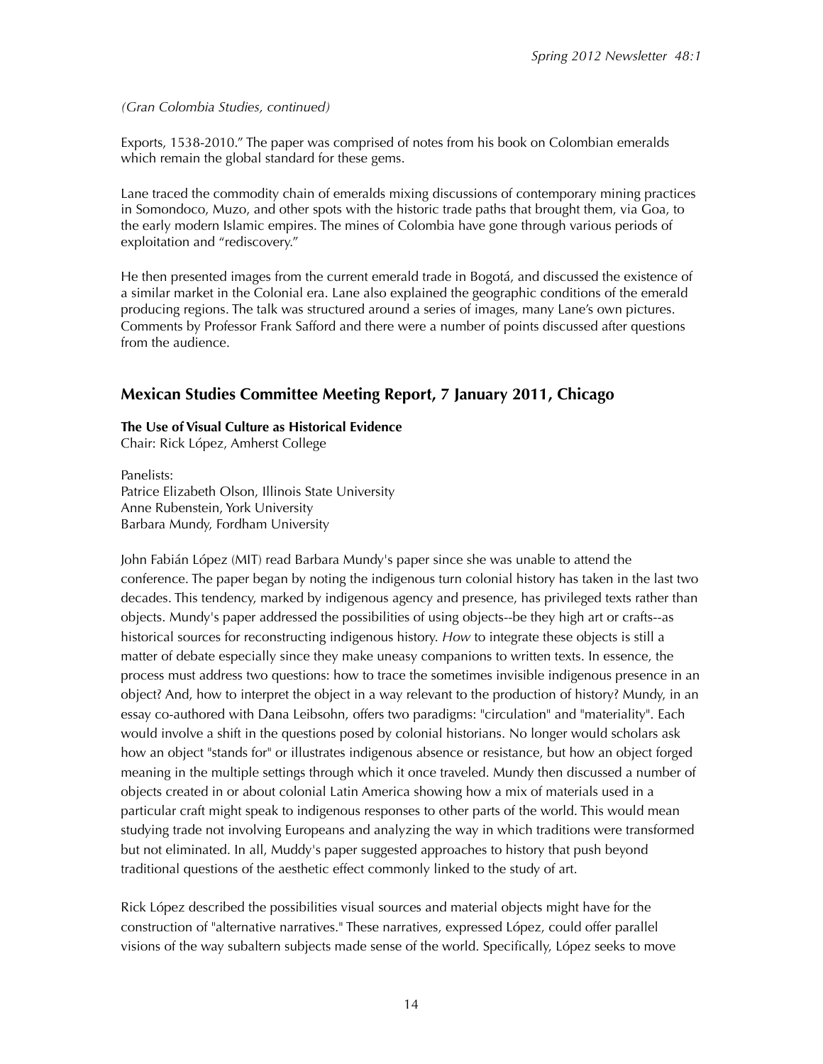*(Gran Colombia Studies, continued)*

Exports, 1538-2010." The paper was comprised of notes from his book on Colombian emeralds which remain the global standard for these gems.

Lane traced the commodity chain of emeralds mixing discussions of contemporary mining practices in Somondoco, Muzo, and other spots with the historic trade paths that brought them, via Goa, to the early modern Islamic empires. The mines of Colombia have gone through various periods of exploitation and "rediscovery."

He then presented images from the current emerald trade in Bogotá, and discussed the existence of a similar market in the Colonial era. Lane also explained the geographic conditions of the emerald producing regions. The talk was structured around a series of images, many Lane's own pictures. Comments by Professor Frank Safford and there were a number of points discussed after questions from the audience.

## Mexican Studies Committee Meeting Report, 7 January 2011, Chicago

**The Use of Visual Culture as Historical Evidence**
Chair: Rick López, Amherst College

Panelists:
Patrice Elizabeth Olson, Illinois State University
Anne Rubenstein, York University
Barbara Mundy, Fordham University

John Fabián López (MIT) read Barbara Mundy's paper since she was unable to attend the conference. The paper began by noting the indigenous turn colonial history has taken in the last two decades. This tendency, marked by indigenous agency and presence, has privileged texts rather than objects. Mundy's paper addressed the possibilities of using objects--be they high art or crafts--as historical sources for reconstructing indigenous history. *How* to integrate these objects is still a matter of debate especially since they make uneasy companions to written texts. In essence, the process must address two questions: how to trace the sometimes invisible indigenous presence in an object? And, how to interpret the object in a way relevant to the production of history? Mundy, in an essay co-authored with Dana Leibsohn, offers two paradigms: "circulation" and "materiality". Each would involve a shift in the questions posed by colonial historians. No longer would scholars ask how an object "stands for" or illustrates indigenous absence or resistance, but how an object forged meaning in the multiple settings through which it once traveled. Mundy then discussed a number of objects created in or about colonial Latin America showing how a mix of materials used in a particular craft might speak to indigenous responses to other parts of the world. This would mean studying trade not involving Europeans and analyzing the way in which traditions were transformed but not eliminated. In all, Muddy's paper suggested approaches to history that push beyond traditional questions of the aesthetic effect commonly linked to the study of art.

Rick López described the possibilities visual sources and material objects might have for the construction of "alternative narratives." These narratives, expressed López, could offer parallel visions of the way subaltern subjects made sense of the world. Specifically, López seeks to move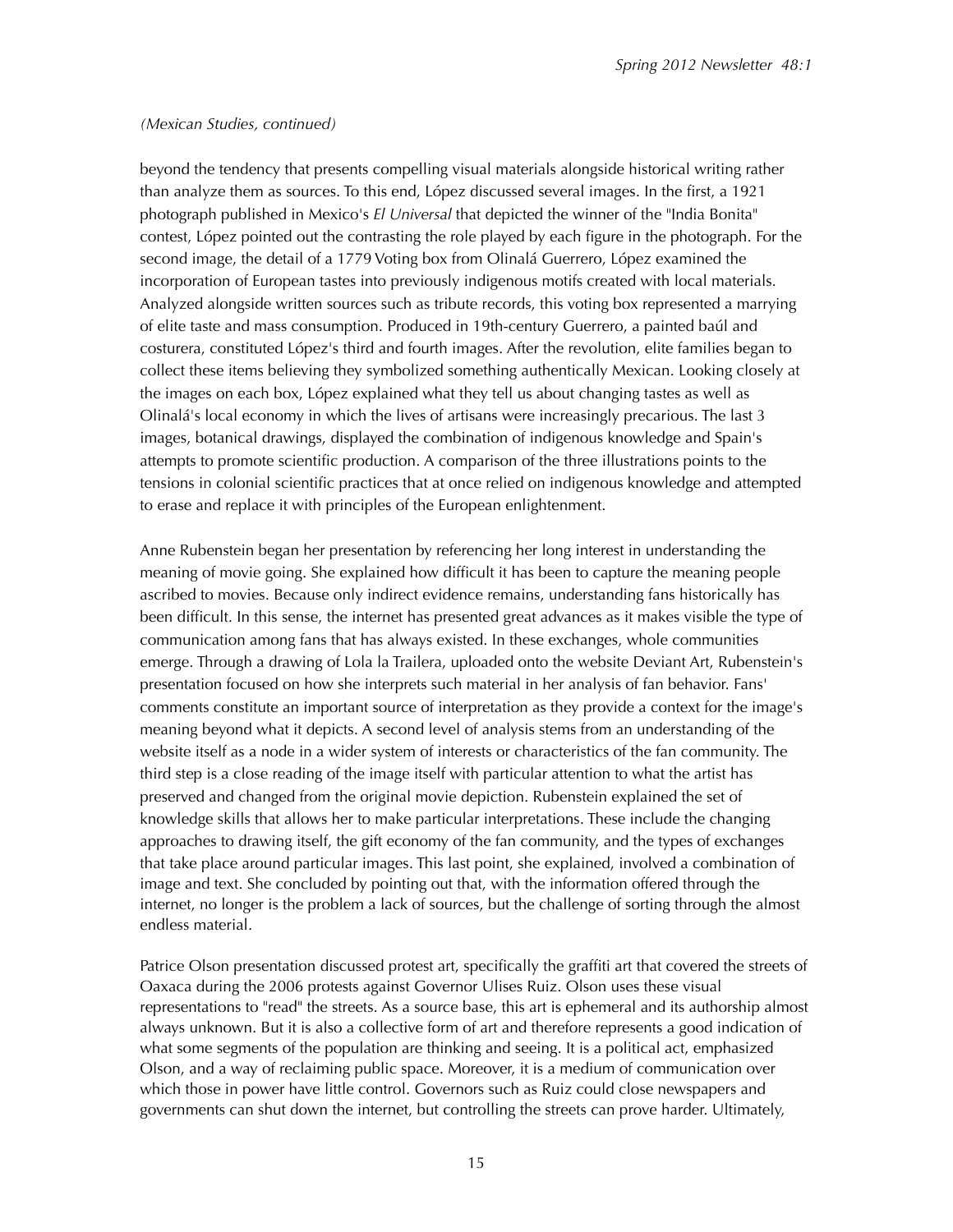*(Mexican Studies, continued)*

beyond the tendency that presents compelling visual materials alongside historical writing rather than analyze them as sources. To this end, López discussed several images. In the first, a 1921 photograph published in Mexico's *El Universal* that depicted the winner of the "India Bonita" contest, López pointed out the contrasting the role played by each figure in the photograph. For the second image, the detail of a 1779 Voting box from Olinalá Guerrero, López examined the incorporation of European tastes into previously indigenous motifs created with local materials. Analyzed alongside written sources such as tribute records, this voting box represented a marrying of elite taste and mass consumption. Produced in 19th-century Guerrero, a painted baúl and costurera, constituted López's third and fourth images. After the revolution, elite families began to collect these items believing they symbolized something authentically Mexican. Looking closely at the images on each box, López explained what they tell us about changing tastes as well as Olinalá's local economy in which the lives of artisans were increasingly precarious. The last 3 images, botanical drawings, displayed the combination of indigenous knowledge and Spain's attempts to promote scientific production. A comparison of the three illustrations points to the tensions in colonial scientific practices that at once relied on indigenous knowledge and attempted to erase and replace it with principles of the European enlightenment.

Anne Rubenstein began her presentation by referencing her long interest in understanding the meaning of movie going. She explained how difficult it has been to capture the meaning people ascribed to movies. Because only indirect evidence remains, understanding fans historically has been difficult. In this sense, the internet has presented great advances as it makes visible the type of communication among fans that has always existed. In these exchanges, whole communities emerge. Through a drawing of Lola la Trailera, uploaded onto the website Deviant Art, Rubenstein's presentation focused on how she interprets such material in her analysis of fan behavior. Fans' comments constitute an important source of interpretation as they provide a context for the image's meaning beyond what it depicts. A second level of analysis stems from an understanding of the website itself as a node in a wider system of interests or characteristics of the fan community. The third step is a close reading of the image itself with particular attention to what the artist has preserved and changed from the original movie depiction. Rubenstein explained the set of knowledge skills that allows her to make particular interpretations. These include the changing approaches to drawing itself, the gift economy of the fan community, and the types of exchanges that take place around particular images. This last point, she explained, involved a combination of image and text. She concluded by pointing out that, with the information offered through the internet, no longer is the problem a lack of sources, but the challenge of sorting through the almost endless material.

Patrice Olson presentation discussed protest art, specifically the graffiti art that covered the streets of Oaxaca during the 2006 protests against Governor Ulises Ruiz. Olson uses these visual representations to "read" the streets. As a source base, this art is ephemeral and its authorship almost always unknown. But it is also a collective form of art and therefore represents a good indication of what some segments of the population are thinking and seeing. It is a political act, emphasized Olson, and a way of reclaiming public space. Moreover, it is a medium of communication over which those in power have little control. Governors such as Ruiz could close newspapers and governments can shut down the internet, but controlling the streets can prove harder. Ultimately,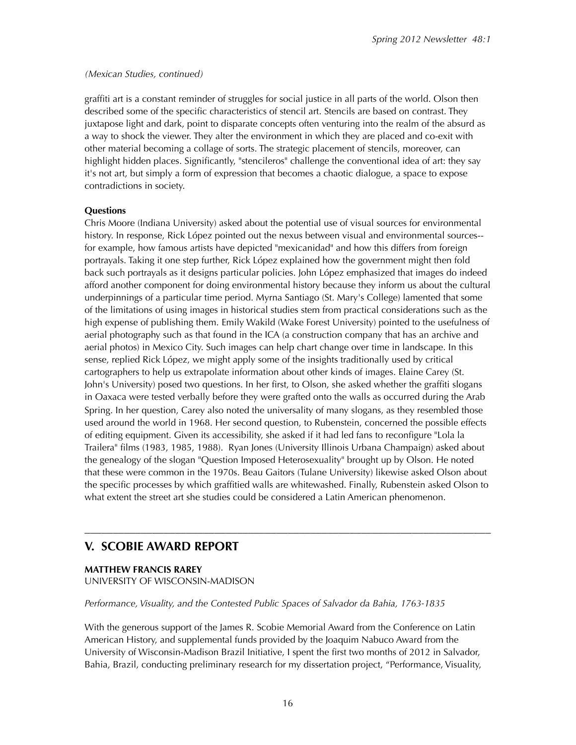*(Mexican Studies, continued)*

graffiti art is a constant reminder of struggles for social justice in all parts of the world. Olson then described some of the specific characteristics of stencil art. Stencils are based on contrast. They juxtapose light and dark, point to disparate concepts often venturing into the realm of the absurd as a way to shock the viewer. They alter the environment in which they are placed and co-exit with other material becoming a collage of sorts. The strategic placement of stencils, moreover, can highlight hidden places. Significantly, "stencileros" challenge the conventional idea of art: they say it's not art, but simply a form of expression that becomes a chaotic dialogue, a space to expose contradictions in society.

**Questions**

Chris Moore (Indiana University) asked about the potential use of visual sources for environmental history. In response, Rick López pointed out the nexus between visual and environmental sources--for example, how famous artists have depicted "mexicanidad" and how this differs from foreign portrayals. Taking it one step further, Rick López explained how the government might then fold back such portrayals as it designs particular policies. John López emphasized that images do indeed afford another component for doing environmental history because they inform us about the cultural underpinnings of a particular time period. Myrna Santiago (St. Mary's College) lamented that some of the limitations of using images in historical studies stem from practical considerations such as the high expense of publishing them. Emily Wakild (Wake Forest University) pointed to the usefulness of aerial photography such as that found in the ICA (a construction company that has an archive and aerial photos) in Mexico City. Such images can help chart change over time in landscape. In this sense, replied Rick López, we might apply some of the insights traditionally used by critical cartographers to help us extrapolate information about other kinds of images. Elaine Carey (St. John's University) posed two questions. In her first, to Olson, she asked whether the graffiti slogans in Oaxaca were tested verbally before they were grafted onto the walls as occurred during the Arab Spring. In her question, Carey also noted the universality of many slogans, as they resembled those used around the world in 1968. Her second question, to Rubenstein, concerned the possible effects of editing equipment. Given its accessibility, she asked if it had led fans to reconfigure "Lola la Trailera" films (1983, 1985, 1988). Ryan Jones (University Illinois Urbana Champaign) asked about the genealogy of the slogan "Question Imposed Heterosexuality" brought up by Olson. He noted that these were common in the 1970s. Beau Gaitors (Tulane University) likewise asked Olson about the specific processes by which graffitied walls are whitewashed. Finally, Rubenstein asked Olson to what extent the street art she studies could be considered a Latin American phenomenon.

---

## V. SCOBIE AWARD REPORT

**MATTHEW FRANCIS RAREY**
UNIVERSITY OF WISCONSIN-MADISON

*Performance, Visuality, and the Contested Public Spaces of Salvador da Bahia, 1763-1835*

With the generous support of the James R. Scobie Memorial Award from the Conference on Latin American History, and supplemental funds provided by the Joaquim Nabuco Award from the University of Wisconsin-Madison Brazil Initiative, I spent the first two months of 2012 in Salvador, Bahia, Brazil, conducting preliminary research for my dissertation project, "Performance, Visuality,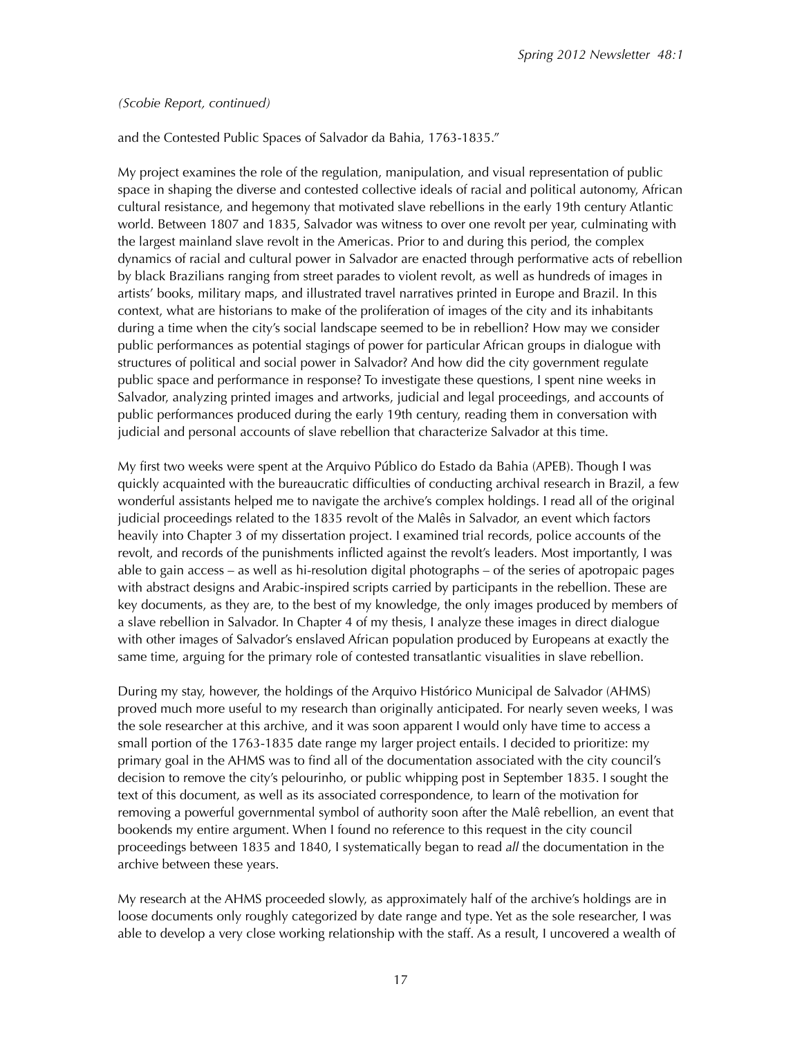*(Scobie Report, continued)*

and the Contested Public Spaces of Salvador da Bahia, 1763-1835."

My project examines the role of the regulation, manipulation, and visual representation of public space in shaping the diverse and contested collective ideals of racial and political autonomy, African cultural resistance, and hegemony that motivated slave rebellions in the early 19th century Atlantic world. Between 1807 and 1835, Salvador was witness to over one revolt per year, culminating with the largest mainland slave revolt in the Americas. Prior to and during this period, the complex dynamics of racial and cultural power in Salvador are enacted through performative acts of rebellion by black Brazilians ranging from street parades to violent revolt, as well as hundreds of images in artists' books, military maps, and illustrated travel narratives printed in Europe and Brazil. In this context, what are historians to make of the proliferation of images of the city and its inhabitants during a time when the city's social landscape seemed to be in rebellion? How may we consider public performances as potential stagings of power for particular African groups in dialogue with structures of political and social power in Salvador? And how did the city government regulate public space and performance in response? To investigate these questions, I spent nine weeks in Salvador, analyzing printed images and artworks, judicial and legal proceedings, and accounts of public performances produced during the early 19th century, reading them in conversation with judicial and personal accounts of slave rebellion that characterize Salvador at this time.

My first two weeks were spent at the Arquivo Público do Estado da Bahia (APEB). Though I was quickly acquainted with the bureaucratic difficulties of conducting archival research in Brazil, a few wonderful assistants helped me to navigate the archive's complex holdings. I read all of the original judicial proceedings related to the 1835 revolt of the Malês in Salvador, an event which factors heavily into Chapter 3 of my dissertation project. I examined trial records, police accounts of the revolt, and records of the punishments inflicted against the revolt's leaders. Most importantly, I was able to gain access – as well as hi-resolution digital photographs – of the series of apotropaic pages with abstract designs and Arabic-inspired scripts carried by participants in the rebellion. These are key documents, as they are, to the best of my knowledge, the only images produced by members of a slave rebellion in Salvador. In Chapter 4 of my thesis, I analyze these images in direct dialogue with other images of Salvador's enslaved African population produced by Europeans at exactly the same time, arguing for the primary role of contested transatlantic visualities in slave rebellion.

During my stay, however, the holdings of the Arquivo Histórico Municipal de Salvador (AHMS) proved much more useful to my research than originally anticipated. For nearly seven weeks, I was the sole researcher at this archive, and it was soon apparent I would only have time to access a small portion of the 1763-1835 date range my larger project entails. I decided to prioritize: my primary goal in the AHMS was to find all of the documentation associated with the city council's decision to remove the city's pelourinho, or public whipping post in September 1835. I sought the text of this document, as well as its associated correspondence, to learn of the motivation for removing a powerful governmental symbol of authority soon after the Malê rebellion, an event that bookends my entire argument. When I found no reference to this request in the city council proceedings between 1835 and 1840, I systematically began to read *all* the documentation in the archive between these years.

My research at the AHMS proceeded slowly, as approximately half of the archive's holdings are in loose documents only roughly categorized by date range and type. Yet as the sole researcher, I was able to develop a very close working relationship with the staff. As a result, I uncovered a wealth of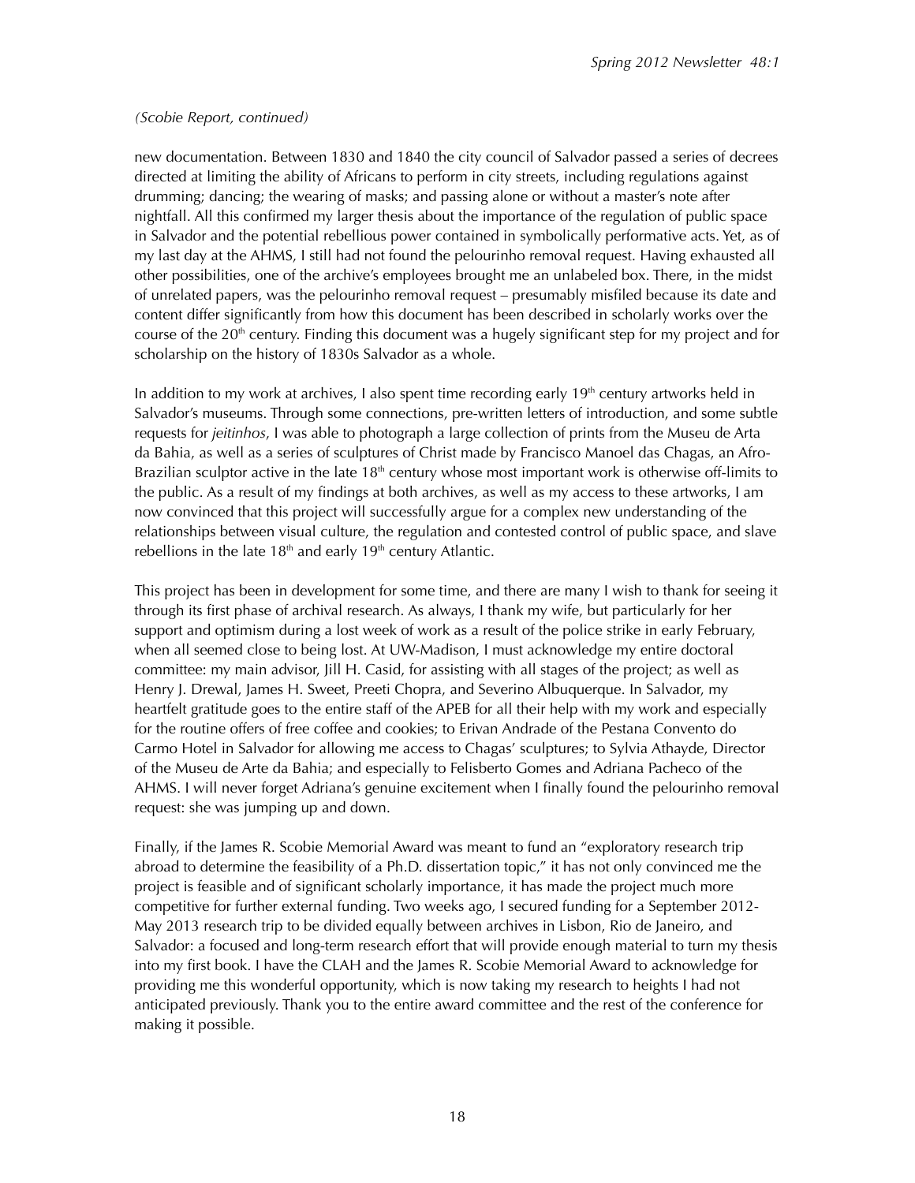*(Scobie Report, continued)*

new documentation. Between 1830 and 1840 the city council of Salvador passed a series of decrees directed at limiting the ability of Africans to perform in city streets, including regulations against drumming; dancing; the wearing of masks; and passing alone or without a master's note after nightfall. All this confirmed my larger thesis about the importance of the regulation of public space in Salvador and the potential rebellious power contained in symbolically performative acts. Yet, as of my last day at the AHMS, I still had not found the pelourinho removal request. Having exhausted all other possibilities, one of the archive's employees brought me an unlabeled box. There, in the midst of unrelated papers, was the pelourinho removal request – presumably misfiled because its date and content differ significantly from how this document has been described in scholarly works over the course of the 20th century. Finding this document was a hugely significant step for my project and for scholarship on the history of 1830s Salvador as a whole.

In addition to my work at archives, I also spent time recording early 19th century artworks held in Salvador's museums. Through some connections, pre-written letters of introduction, and some subtle requests for *jeitinhos*, I was able to photograph a large collection of prints from the Museu de Arta da Bahia, as well as a series of sculptures of Christ made by Francisco Manoel das Chagas, an Afro-Brazilian sculptor active in the late 18th century whose most important work is otherwise off-limits to the public. As a result of my findings at both archives, as well as my access to these artworks, I am now convinced that this project will successfully argue for a complex new understanding of the relationships between visual culture, the regulation and contested control of public space, and slave rebellions in the late 18th and early 19th century Atlantic.

This project has been in development for some time, and there are many I wish to thank for seeing it through its first phase of archival research. As always, I thank my wife, but particularly for her support and optimism during a lost week of work as a result of the police strike in early February, when all seemed close to being lost. At UW-Madison, I must acknowledge my entire doctoral committee: my main advisor, Jill H. Casid, for assisting with all stages of the project; as well as Henry J. Drewal, James H. Sweet, Preeti Chopra, and Severino Albuquerque. In Salvador, my heartfelt gratitude goes to the entire staff of the APEB for all their help with my work and especially for the routine offers of free coffee and cookies; to Erivan Andrade of the Pestana Convento do Carmo Hotel in Salvador for allowing me access to Chagas' sculptures; to Sylvia Athayde, Director of the Museu de Arte da Bahia; and especially to Felisberto Gomes and Adriana Pacheco of the AHMS. I will never forget Adriana's genuine excitement when I finally found the pelourinho removal request: she was jumping up and down.

Finally, if the James R. Scobie Memorial Award was meant to fund an "exploratory research trip abroad to determine the feasibility of a Ph.D. dissertation topic," it has not only convinced me the project is feasible and of significant scholarly importance, it has made the project much more competitive for further external funding. Two weeks ago, I secured funding for a September 2012-May 2013 research trip to be divided equally between archives in Lisbon, Rio de Janeiro, and Salvador: a focused and long-term research effort that will provide enough material to turn my thesis into my first book. I have the CLAH and the James R. Scobie Memorial Award to acknowledge for providing me this wonderful opportunity, which is now taking my research to heights I had not anticipated previously. Thank you to the entire award committee and the rest of the conference for making it possible.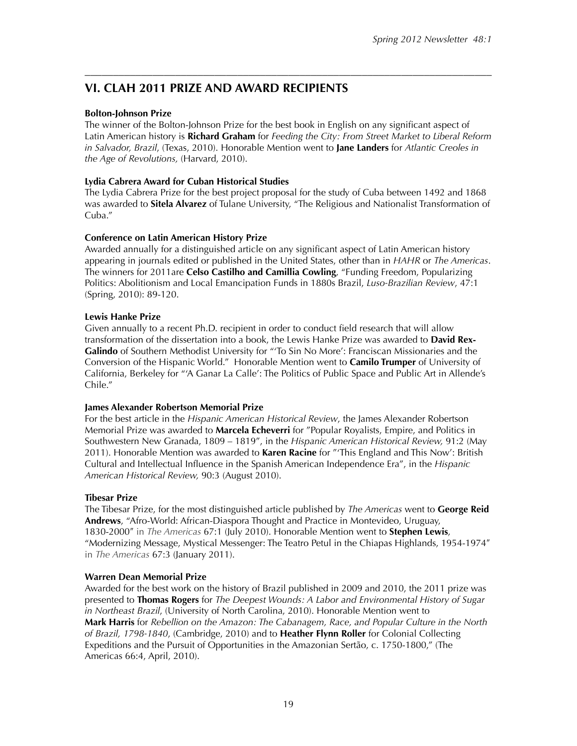## VI. CLAH 2011 PRIZE AND AWARD RECIPIENTS

**Bolton-Johnson Prize**

The winner of the Bolton-Johnson Prize for the best book in English on any significant aspect of Latin American history is **Richard Graham** for *Feeding the City: From Street Market to Liberal Reform in Salvador, Brazil*, (Texas, 2010). Honorable Mention went to **Jane Landers** for *Atlantic Creoles in the Age of Revolutions,* (Harvard, 2010).

**Lydia Cabrera Award for Cuban Historical Studies**

The Lydia Cabrera Prize for the best project proposal for the study of Cuba between 1492 and 1868 was awarded to **Sitela Alvarez** of Tulane University, "The Religious and Nationalist Transformation of Cuba."

**Conference on Latin American History Prize**

Awarded annually for a distinguished article on any significant aspect of Latin American history appearing in journals edited or published in the United States, other than in *HAHR* or *The Americas*. The winners for 2011are **Celso Castilho and Camillia Cowling**, "Funding Freedom, Popularizing Politics: Abolitionism and Local Emancipation Funds in 1880s Brazil, *Luso-Brazilian Review*, 47:1 (Spring, 2010): 89-120.

**Lewis Hanke Prize**

Given annually to a recent Ph.D. recipient in order to conduct field research that will allow transformation of the dissertation into a book, the Lewis Hanke Prize was awarded to **David Rex-Galindo** of Southern Methodist University for "'To Sin No More': Franciscan Missionaries and the Conversion of the Hispanic World." Honorable Mention went to **Camilo Trumper** of University of California, Berkeley for "'A Ganar La Calle': The Politics of Public Space and Public Art in Allende's Chile."

**James Alexander Robertson Memorial Prize**

For the best article in the *Hispanic American Historical Review*, the James Alexander Robertson Memorial Prize was awarded to **Marcela Echeverri** for "Popular Royalists, Empire, and Politics in Southwestern New Granada, 1809 – 1819", in the *Hispanic American Historical Review,* 91:2 (May 2011). Honorable Mention was awarded to **Karen Racine** for "'This England and This Now': British Cultural and Intellectual Influence in the Spanish American Independence Era", in the *Hispanic American Historical Review,* 90:3 (August 2010).

**Tibesar Prize**

The Tibesar Prize, for the most distinguished article published by *The Americas* went to **George Reid Andrews**, "Afro-World: African-Diaspora Thought and Practice in Montevideo, Uruguay, 1830-2000" in *The Americas* 67:1 (July 2010). Honorable Mention went to **Stephen Lewis**, "Modernizing Message, Mystical Messenger: The Teatro Petul in the Chiapas Highlands, 1954-1974" in *The Americas* 67:3 (January 2011).

**Warren Dean Memorial Prize**

Awarded for the best work on the history of Brazil published in 2009 and 2010, the 2011 prize was presented to **Thomas Rogers** for *The Deepest Wounds: A Labor and Environmental History of Sugar in Northeast Brazil*, (University of North Carolina, 2010). Honorable Mention went to **Mark Harris** for *Rebellion on the Amazon: The Cabanagem, Race, and Popular Culture in the North of Brazil, 1798-1840*, (Cambridge, 2010) and to **Heather Flynn Roller** for Colonial Collecting Expeditions and the Pursuit of Opportunities in the Amazonian Sertão, c. 1750-1800," (The Americas 66:4, April, 2010).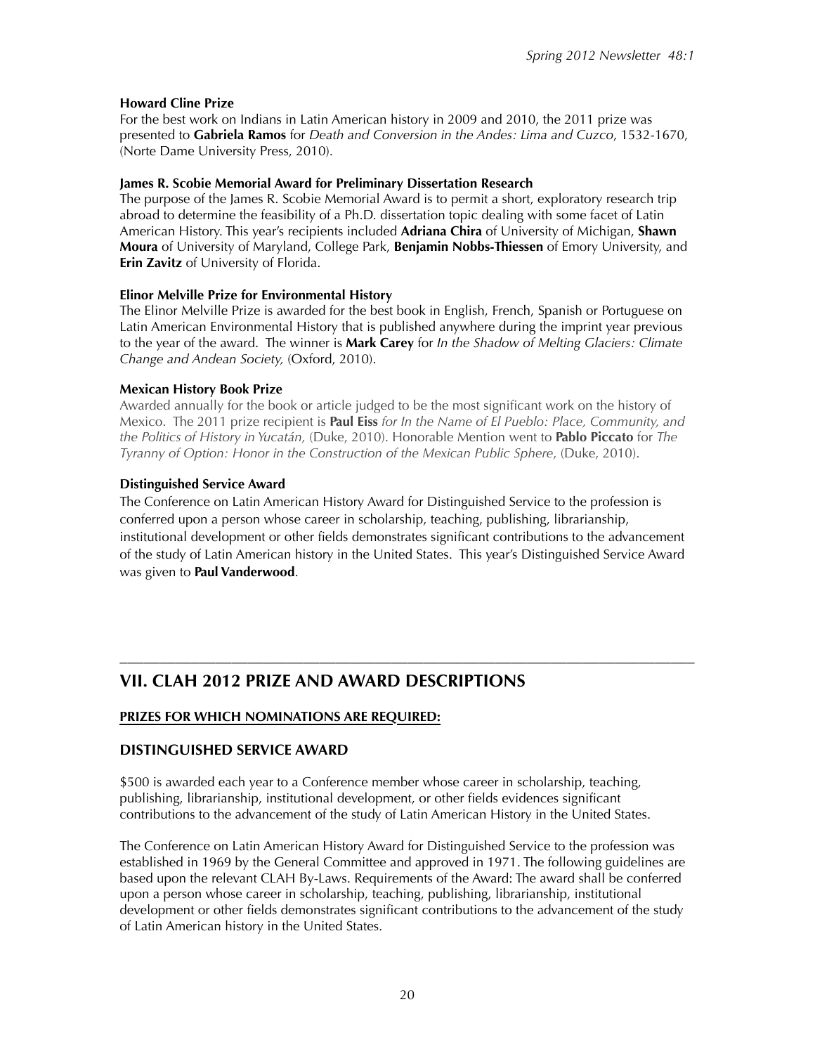**Howard Cline Prize**

For the best work on Indians in Latin American history in 2009 and 2010, the 2011 prize was presented to **Gabriela Ramos** for *Death and Conversion in the Andes: Lima and Cuzco*, 1532-1670, (Norte Dame University Press, 2010).

**James R. Scobie Memorial Award for Preliminary Dissertation Research**

The purpose of the James R. Scobie Memorial Award is to permit a short, exploratory research trip abroad to determine the feasibility of a Ph.D. dissertation topic dealing with some facet of Latin American History. This year's recipients included **Adriana Chira** of University of Michigan, **Shawn Moura** of University of Maryland, College Park, **Benjamin Nobbs-Thiessen** of Emory University, and **Erin Zavitz** of University of Florida.

**Elinor Melville Prize for Environmental History**

The Elinor Melville Prize is awarded for the best book in English, French, Spanish or Portuguese on Latin American Environmental History that is published anywhere during the imprint year previous to the year of the award. The winner is **Mark Carey** for *In the Shadow of Melting Glaciers: Climate Change and Andean Society,* (Oxford, 2010).

**Mexican History Book Prize**

Awarded annually for the book or article judged to be the most significant work on the history of Mexico. The 2011 prize recipient is **Paul Eiss** *for In the Name of El Pueblo: Place, Community, and the Politics of History in Yucatán,* (Duke, 2010). Honorable Mention went to **Pablo Piccato** for *The Tyranny of Option: Honor in the Construction of the Mexican Public Sphere*, (Duke, 2010).

**Distinguished Service Award**

The Conference on Latin American History Award for Distinguished Service to the profession is conferred upon a person whose career in scholarship, teaching, publishing, librarianship, institutional development or other fields demonstrates significant contributions to the advancement of the study of Latin American history in the United States. This year's Distinguished Service Award was given to **Paul Vanderwood**.

---

## VII. CLAH 2012 PRIZE AND AWARD DESCRIPTIONS

**PRIZES FOR WHICH NOMINATIONS ARE REQUIRED:**

### DISTINGUISHED SERVICE AWARD

$500 is awarded each year to a Conference member whose career in scholarship, teaching, publishing, librarianship, institutional development, or other fields evidences significant contributions to the advancement of the study of Latin American History in the United States.

The Conference on Latin American History Award for Distinguished Service to the profession was established in 1969 by the General Committee and approved in 1971. The following guidelines are based upon the relevant CLAH By-Laws. Requirements of the Award: The award shall be conferred upon a person whose career in scholarship, teaching, publishing, librarianship, institutional development or other fields demonstrates significant contributions to the advancement of the study of Latin American history in the United States.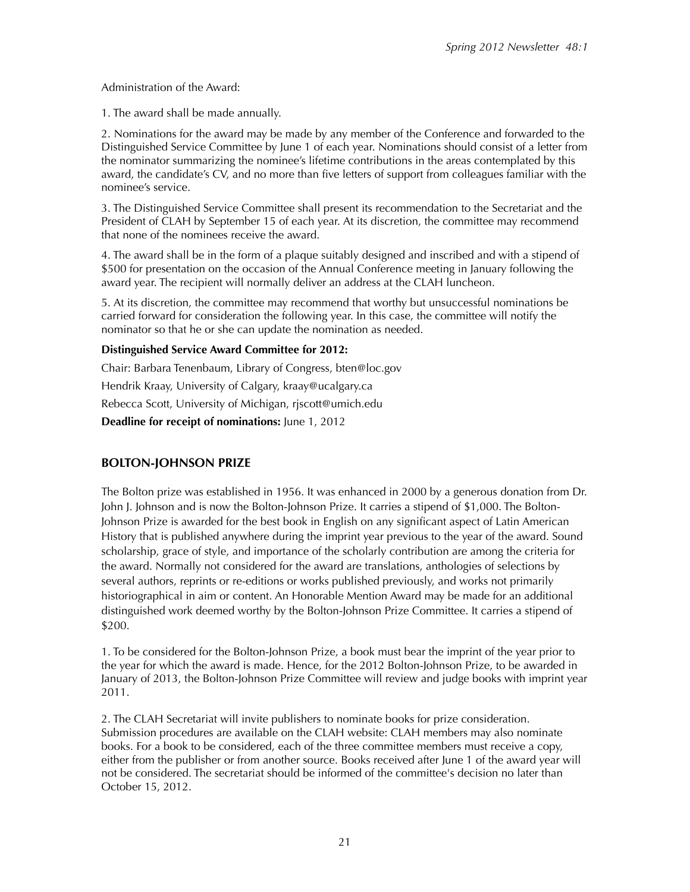Administration of the Award:

1. The award shall be made annually.

2. Nominations for the award may be made by any member of the Conference and forwarded to the Distinguished Service Committee by June 1 of each year. Nominations should consist of a letter from the nominator summarizing the nominee's lifetime contributions in the areas contemplated by this award, the candidate's CV, and no more than five letters of support from colleagues familiar with the nominee's service.

3. The Distinguished Service Committee shall present its recommendation to the Secretariat and the President of CLAH by September 15 of each year. At its discretion, the committee may recommend that none of the nominees receive the award.

4. The award shall be in the form of a plaque suitably designed and inscribed and with a stipend of $500 for presentation on the occasion of the Annual Conference meeting in January following the award year. The recipient will normally deliver an address at the CLAH luncheon.

5. At its discretion, the committee may recommend that worthy but unsuccessful nominations be carried forward for consideration the following year. In this case, the committee will notify the nominator so that he or she can update the nomination as needed.

**Distinguished Service Award Committee for 2012:**

Chair: Barbara Tenenbaum, Library of Congress, bten@loc.gov

Hendrik Kraay, University of Calgary, kraay@ucalgary.ca

Rebecca Scott, University of Michigan, rjscott@umich.edu

**Deadline for receipt of nominations:** June 1, 2012

## BOLTON-JOHNSON PRIZE

The Bolton prize was established in 1956. It was enhanced in 2000 by a generous donation from Dr. John J. Johnson and is now the Bolton-Johnson Prize. It carries a stipend of $1,000. The Bolton-Johnson Prize is awarded for the best book in English on any significant aspect of Latin American History that is published anywhere during the imprint year previous to the year of the award. Sound scholarship, grace of style, and importance of the scholarly contribution are among the criteria for the award. Normally not considered for the award are translations, anthologies of selections by several authors, reprints or re-editions or works published previously, and works not primarily historiographical in aim or content. An Honorable Mention Award may be made for an additional distinguished work deemed worthy by the Bolton-Johnson Prize Committee. It carries a stipend of $200.

1. To be considered for the Bolton-Johnson Prize, a book must bear the imprint of the year prior to the year for which the award is made. Hence, for the 2012 Bolton-Johnson Prize, to be awarded in January of 2013, the Bolton-Johnson Prize Committee will review and judge books with imprint year 2011.

2. The CLAH Secretariat will invite publishers to nominate books for prize consideration. Submission procedures are available on the CLAH website: CLAH members may also nominate books. For a book to be considered, each of the three committee members must receive a copy, either from the publisher or from another source. Books received after June 1 of the award year will not be considered. The secretariat should be informed of the committee's decision no later than October 15, 2012.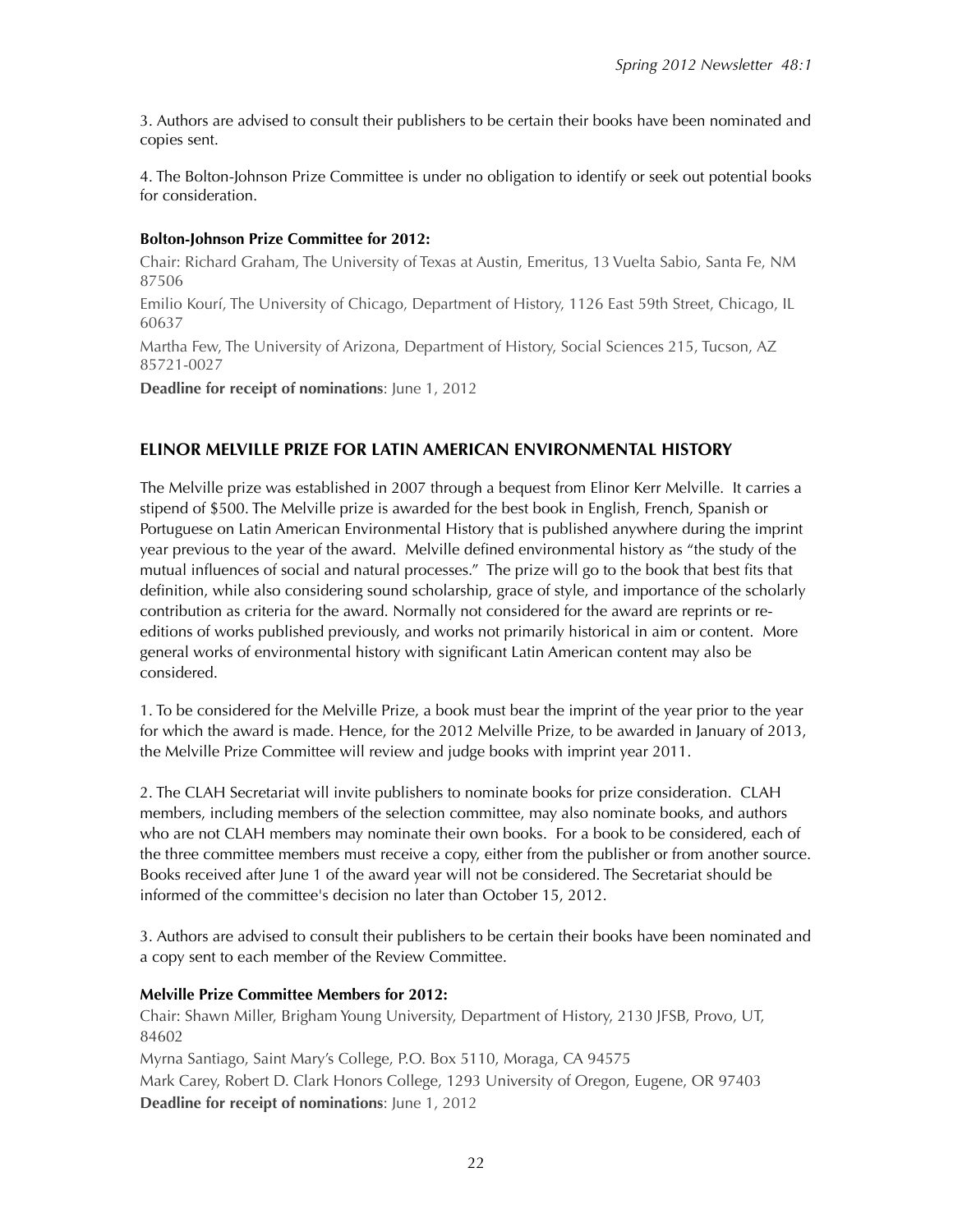3. Authors are advised to consult their publishers to be certain their books have been nominated and copies sent.

4. The Bolton-Johnson Prize Committee is under no obligation to identify or seek out potential books for consideration.

**Bolton-Johnson Prize Committee for 2012:**

Chair: Richard Graham, The University of Texas at Austin, Emeritus, 13 Vuelta Sabio, Santa Fe, NM 87506

Emilio Kourí, The University of Chicago, Department of History, 1126 East 59th Street, Chicago, IL 60637

Martha Few, The University of Arizona, Department of History, Social Sciences 215, Tucson, AZ 85721-0027

**Deadline for receipt of nominations**: June 1, 2012

## ELINOR MELVILLE PRIZE FOR LATIN AMERICAN ENVIRONMENTAL HISTORY

The Melville prize was established in 2007 through a bequest from Elinor Kerr Melville. It carries a stipend of $500. The Melville prize is awarded for the best book in English, French, Spanish or Portuguese on Latin American Environmental History that is published anywhere during the imprint year previous to the year of the award. Melville defined environmental history as "the study of the mutual influences of social and natural processes." The prize will go to the book that best fits that definition, while also considering sound scholarship, grace of style, and importance of the scholarly contribution as criteria for the award. Normally not considered for the award are reprints or re-editions of works published previously, and works not primarily historical in aim or content. More general works of environmental history with significant Latin American content may also be considered.

1. To be considered for the Melville Prize, a book must bear the imprint of the year prior to the year for which the award is made. Hence, for the 2012 Melville Prize, to be awarded in January of 2013, the Melville Prize Committee will review and judge books with imprint year 2011.

2. The CLAH Secretariat will invite publishers to nominate books for prize consideration. CLAH members, including members of the selection committee, may also nominate books, and authors who are not CLAH members may nominate their own books. For a book to be considered, each of the three committee members must receive a copy, either from the publisher or from another source. Books received after June 1 of the award year will not be considered. The Secretariat should be informed of the committee's decision no later than October 15, 2012.

3. Authors are advised to consult their publishers to be certain their books have been nominated and a copy sent to each member of the Review Committee.

**Melville Prize Committee Members for 2012:**

Chair: Shawn Miller, Brigham Young University, Department of History, 2130 JFSB, Provo, UT, 84602

Myrna Santiago, Saint Mary's College, P.O. Box 5110, Moraga, CA 94575

Mark Carey, Robert D. Clark Honors College, 1293 University of Oregon, Eugene, OR 97403

**Deadline for receipt of nominations**: June 1, 2012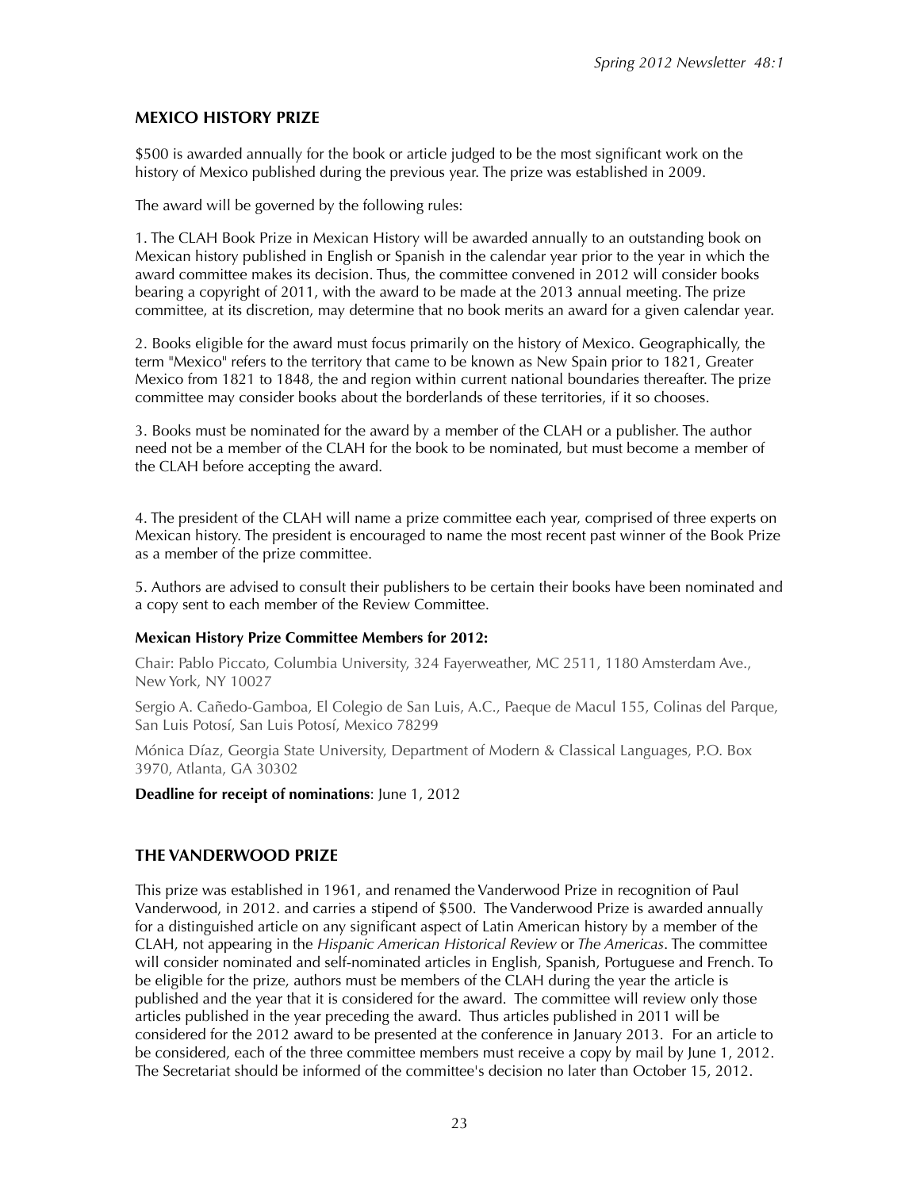## MEXICO HISTORY PRIZE

$500 is awarded annually for the book or article judged to be the most significant work on the history of Mexico published during the previous year. The prize was established in 2009.

The award will be governed by the following rules:

1. The CLAH Book Prize in Mexican History will be awarded annually to an outstanding book on Mexican history published in English or Spanish in the calendar year prior to the year in which the award committee makes its decision. Thus, the committee convened in 2012 will consider books bearing a copyright of 2011, with the award to be made at the 2013 annual meeting. The prize committee, at its discretion, may determine that no book merits an award for a given calendar year.

2. Books eligible for the award must focus primarily on the history of Mexico. Geographically, the term "Mexico" refers to the territory that came to be known as New Spain prior to 1821, Greater Mexico from 1821 to 1848, and the region within current national boundaries thereafter. The prize committee may consider books about the borderlands of these territories, if it so chooses.

3. Books must be nominated for the award by a member of the CLAH or a publisher. The author need not be a member of the CLAH for the book to be nominated, but must become a member of the CLAH before accepting the award.

4. The president of the CLAH will name a prize committee each year, comprised of three experts on Mexican history. The president is encouraged to name the most recent past winner of the Book Prize as a member of the prize committee.

5. Authors are advised to consult their publishers to be certain their books have been nominated and a copy sent to each member of the Review Committee.

**Mexican History Prize Committee Members for 2012:**

Chair: Pablo Piccato, Columbia University, 324 Fayerweather, MC 2511, 1180 Amsterdam Ave., New York, NY 10027

Sergio A. Cañedo-Gamboa, El Colegio de San Luis, A.C., Paeque de Macul 155, Colinas del Parque, San Luis Potosí, San Luis Potosí, Mexico 78299

Mónica Díaz, Georgia State University, Department of Modern & Classical Languages, P.O. Box 3970, Atlanta, GA 30302

**Deadline for receipt of nominations**: June 1, 2012

## THE VANDERWOOD PRIZE

This prize was established in 1961, and renamed the Vanderwood Prize in recognition of Paul Vanderwood, in 2012. and carries a stipend of $500. The Vanderwood Prize is awarded annually for a distinguished article on any significant aspect of Latin American history by a member of the CLAH, not appearing in the *Hispanic American Historical Review* or *The Americas*. The committee will consider nominated and self-nominated articles in English, Spanish, Portuguese and French. To be eligible for the prize, authors must be members of the CLAH during the year the article is published and the year that it is considered for the award. The committee will review only those articles published in the year preceding the award. Thus articles published in 2011 will be considered for the 2012 award to be presented at the conference in January 2013. For an article to be considered, each of the three committee members must receive a copy by mail by June 1, 2012. The Secretariat should be informed of the committee's decision no later than October 15, 2012.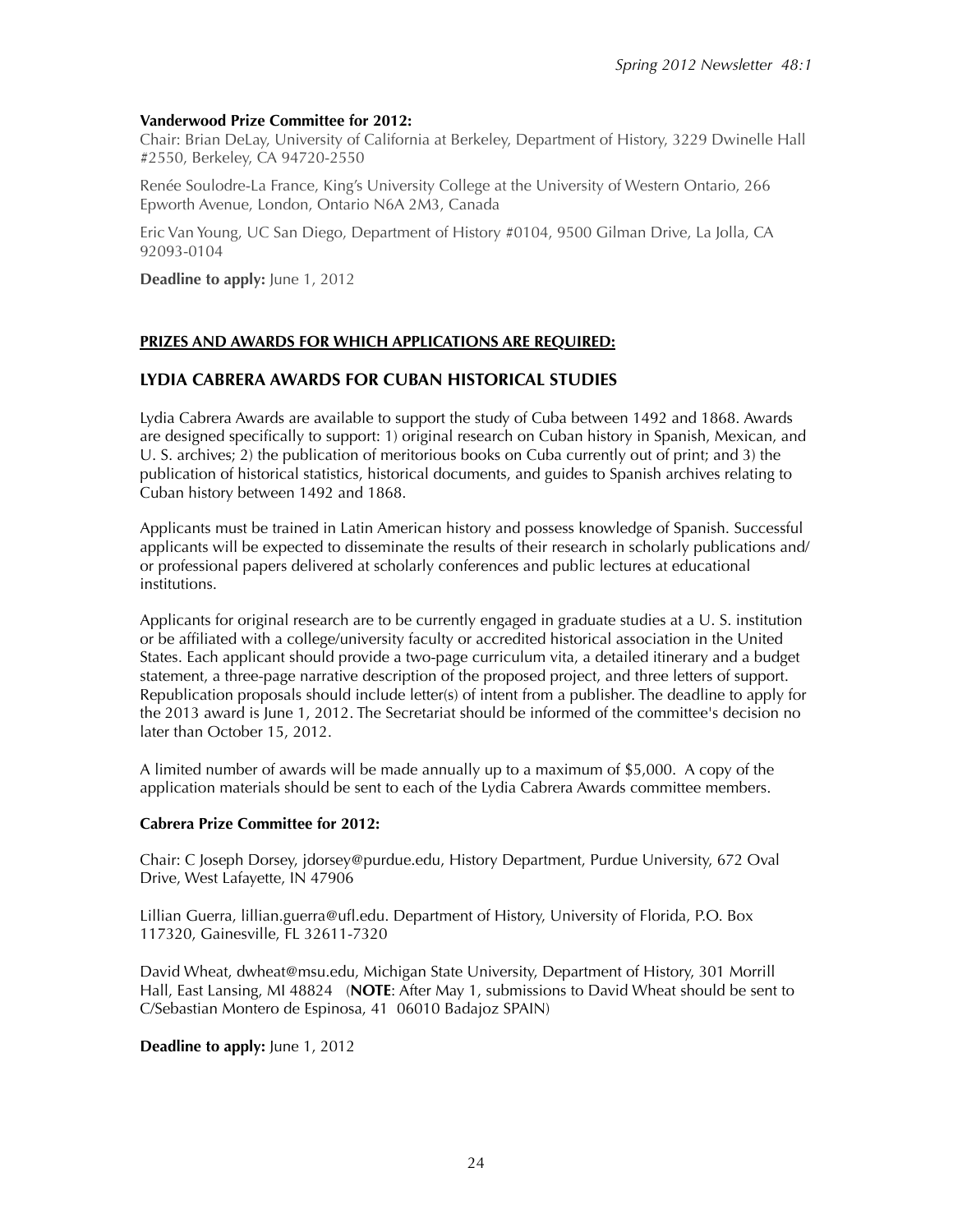**Vanderwood Prize Committee for 2012:**

Chair: Brian DeLay, University of California at Berkeley, Department of History, 3229 Dwinelle Hall #2550, Berkeley, CA 94720-2550

Renée Soulodre-La France, King's University College at the University of Western Ontario, 266 Epworth Avenue, London, Ontario N6A 2M3, Canada

Eric Van Young, UC San Diego, Department of History #0104, 9500 Gilman Drive, La Jolla, CA 92093-0104

**Deadline to apply:** June 1, 2012

**PRIZES AND AWARDS FOR WHICH APPLICATIONS ARE REQUIRED:**

## LYDIA CABRERA AWARDS FOR CUBAN HISTORICAL STUDIES

Lydia Cabrera Awards are available to support the study of Cuba between 1492 and 1868. Awards are designed specifically to support: 1) original research on Cuban history in Spanish, Mexican, and U. S. archives; 2) the publication of meritorious books on Cuba currently out of print; and 3) the publication of historical statistics, historical documents, and guides to Spanish archives relating to Cuban history between 1492 and 1868.

Applicants must be trained in Latin American history and possess knowledge of Spanish. Successful applicants will be expected to disseminate the results of their research in scholarly publications and/or professional papers delivered at scholarly conferences and public lectures at educational institutions.

Applicants for original research are to be currently engaged in graduate studies at a U. S. institution or be affiliated with a college/university faculty or accredited historical association in the United States. Each applicant should provide a two-page curriculum vita, a detailed itinerary and a budget statement, a three-page narrative description of the proposed project, and three letters of support. Republication proposals should include letter(s) of intent from a publisher. The deadline to apply for the 2013 award is June 1, 2012. The Secretariat should be informed of the committee's decision no later than October 15, 2012.

A limited number of awards will be made annually up to a maximum of $5,000. A copy of the application materials should be sent to each of the Lydia Cabrera Awards committee members.

**Cabrera Prize Committee for 2012:**

Chair: C Joseph Dorsey, jdorsey@purdue.edu, History Department, Purdue University, 672 Oval Drive, West Lafayette, IN 47906

Lillian Guerra, lillian.guerra@ufl.edu. Department of History, University of Florida, P.O. Box 117320, Gainesville, FL 32611-7320

David Wheat, dwheat@msu.edu, Michigan State University, Department of History, 301 Morrill Hall, East Lansing, MI 48824 (**NOTE**: After May 1, submissions to David Wheat should be sent to C/Sebastian Montero de Espinosa, 41 06010 Badajoz SPAIN)

**Deadline to apply:** June 1, 2012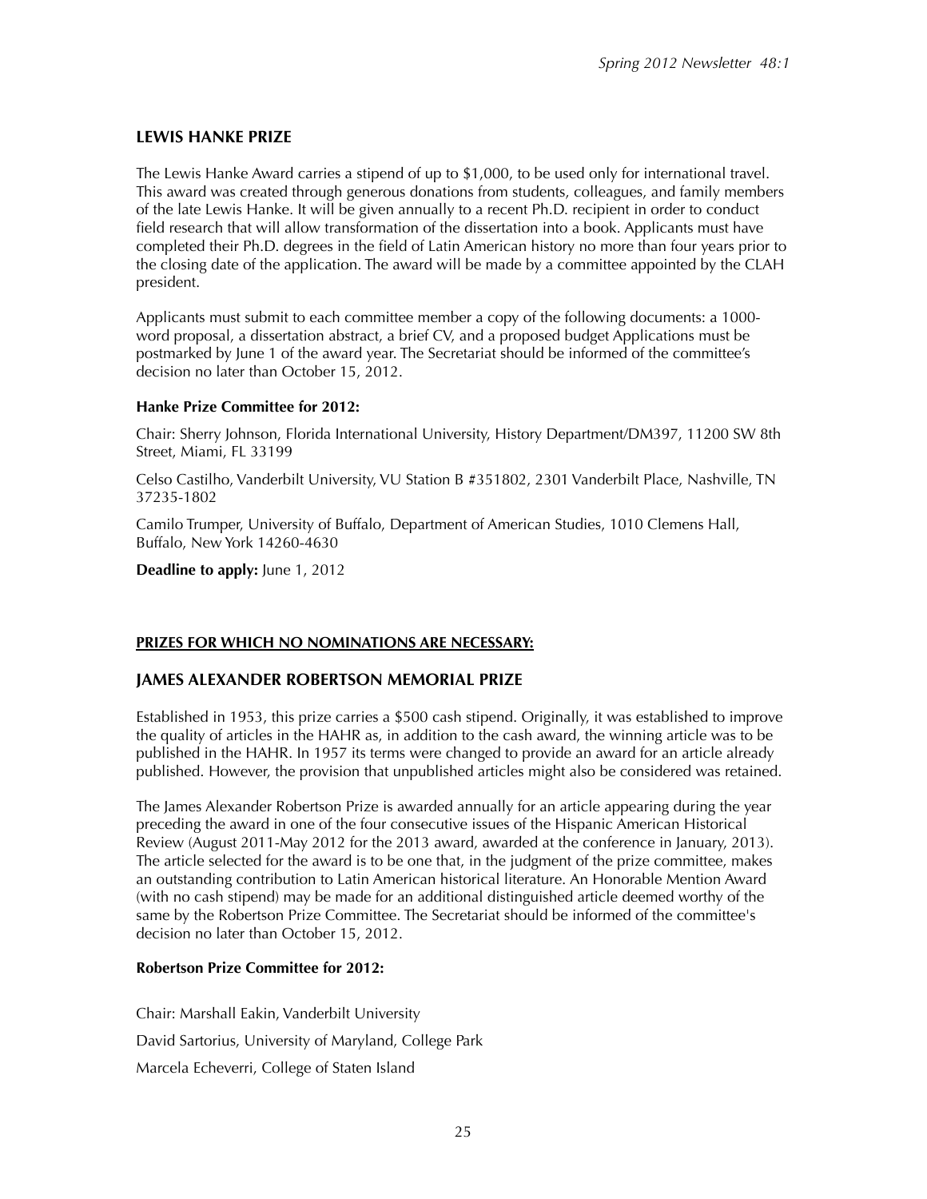## LEWIS HANKE PRIZE

The Lewis Hanke Award carries a stipend of up to $1,000, to be used only for international travel. This award was created through generous donations from students, colleagues, and family members of the late Lewis Hanke. It will be given annually to a recent Ph.D. recipient in order to conduct field research that will allow transformation of the dissertation into a book. Applicants must have completed their Ph.D. degrees in the field of Latin American history no more than four years prior to the closing date of the application. The award will be made by a committee appointed by the CLAH president.

Applicants must submit to each committee member a copy of the following documents: a 1000-word proposal, a dissertation abstract, a brief CV, and a proposed budget Applications must be postmarked by June 1 of the award year. The Secretariat should be informed of the committee's decision no later than October 15, 2012.

**Hanke Prize Committee for 2012:**

Chair: Sherry Johnson, Florida International University, History Department/DM397, 11200 SW 8th Street, Miami, FL 33199

Celso Castilho, Vanderbilt University, VU Station B #351802, 2301 Vanderbilt Place, Nashville, TN 37235-1802

Camilo Trumper, University of Buffalo, Department of American Studies, 1010 Clemens Hall, Buffalo, New York 14260-4630

**Deadline to apply:** June 1, 2012

**PRIZES FOR WHICH NO NOMINATIONS ARE NECESSARY:**

## JAMES ALEXANDER ROBERTSON MEMORIAL PRIZE

Established in 1953, this prize carries a $500 cash stipend. Originally, it was established to improve the quality of articles in the HAHR as, in addition to the cash award, the winning article was to be published in the HAHR. In 1957 its terms were changed to provide an award for an article already published. However, the provision that unpublished articles might also be considered was retained.

The James Alexander Robertson Prize is awarded annually for an article appearing during the year preceding the award in one of the four consecutive issues of the Hispanic American Historical Review (August 2011-May 2012 for the 2013 award, awarded at the conference in January, 2013). The article selected for the award is to be one that, in the judgment of the prize committee, makes an outstanding contribution to Latin American historical literature. An Honorable Mention Award (with no cash stipend) may be made for an additional distinguished article deemed worthy of the same by the Robertson Prize Committee. The Secretariat should be informed of the committee's decision no later than October 15, 2012.

**Robertson Prize Committee for 2012:**

Chair: Marshall Eakin, Vanderbilt University

David Sartorius, University of Maryland, College Park

Marcela Echeverri, College of Staten Island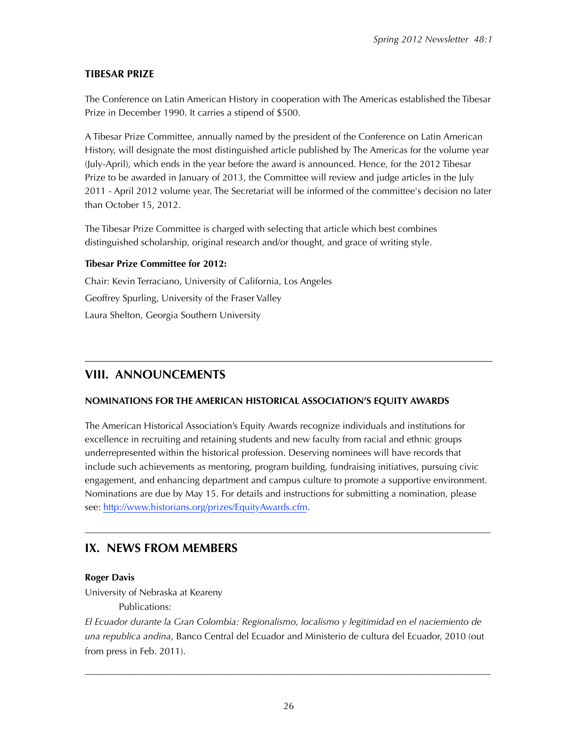### TIBESAR PRIZE

The Conference on Latin American History in cooperation with The Americas established the Tibesar Prize in December 1990. It carries a stipend of $500.

A Tibesar Prize Committee, annually named by the president of the Conference on Latin American History, will designate the most distinguished article published by The Americas for the volume year (July-April), which ends in the year before the award is announced. Hence, for the 2012 Tibesar Prize to be awarded in January of 2013, the Committee will review and judge articles in the July 2011 - April 2012 volume year. The Secretariat will be informed of the committee's decision no later than October 15, 2012.

The Tibesar Prize Committee is charged with selecting that article which best combines distinguished scholarship, original research and/or thought, and grace of writing style.

**Tibesar Prize Committee for 2012:**

Chair: Kevin Terraciano, University of California, Los Angeles

Geoffrey Spurling, University of the Fraser Valley

Laura Shelton, Georgia Southern University

---

## VIII. ANNOUNCEMENTS

### NOMINATIONS FOR THE AMERICAN HISTORICAL ASSOCIATION'S EQUITY AWARDS

The American Historical Association's Equity Awards recognize individuals and institutions for excellence in recruiting and retaining students and new faculty from racial and ethnic groups underrepresented within the historical profession. Deserving nominees will have records that include such achievements as mentoring, program building, fundraising initiatives, pursuing civic engagement, and enhancing department and campus culture to promote a supportive environment. Nominations are due by May 15. For details and instructions for submitting a nomination, please see: http://www.historians.org/prizes/EquityAwards.cfm.

---

## IX. NEWS FROM MEMBERS

**Roger Davis**

University of Nebraska at Keareny

Publications:

*El Ecuador durante la Gran Colombia: Regionalismo, localismo y legitimidad en el naciemiento de una republica andina*, Banco Central del Ecuador and Ministerio de cultura del Ecuador, 2010 (out from press in Feb. 2011).

---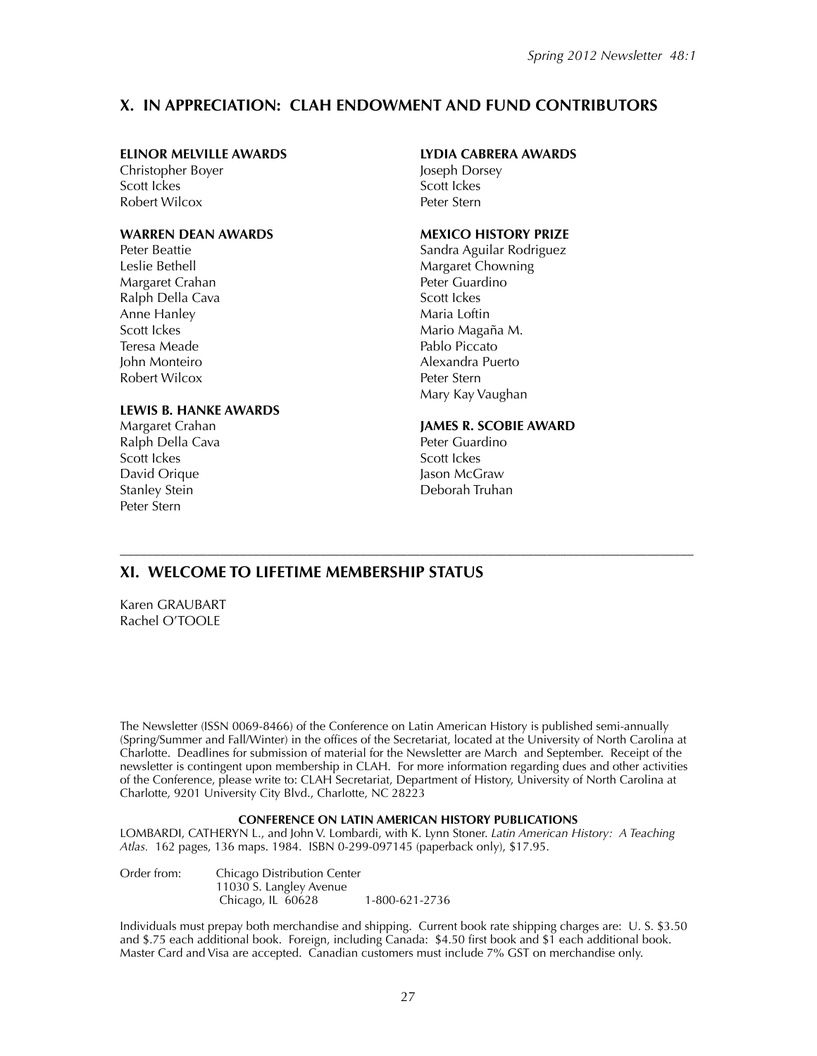## X. IN APPRECIATION: CLAH ENDOWMENT AND FUND CONTRIBUTORS

**ELINOR MELVILLE AWARDS**
Christopher Boyer
Scott Ickes
Robert Wilcox

**WARREN DEAN AWARDS**
Peter Beattie
Leslie Bethell
Margaret Crahan
Ralph Della Cava
Anne Hanley
Scott Ickes
Teresa Meade
John Monteiro
Robert Wilcox

**LEWIS B. HANKE AWARDS**
Margaret Crahan
Ralph Della Cava
Scott Ickes
David Orique
Stanley Stein
Peter Stern

**LYDIA CABRERA AWARDS**
Joseph Dorsey
Scott Ickes
Peter Stern

**MEXICO HISTORY PRIZE**
Sandra Aguilar Rodriguez
Margaret Chowning
Peter Guardino
Scott Ickes
Maria Loftin
Mario Magaña M.
Pablo Piccato
Alexandra Puerto
Peter Stern
Mary Kay Vaughan

**JAMES R. SCOBIE AWARD**
Peter Guardino
Scott Ickes
Jason McGraw
Deborah Truhan

---

## XI. WELCOME TO LIFETIME MEMBERSHIP STATUS

Karen GRAUBART
Rachel O'TOOLE

The Newsletter (ISSN 0069-8466) of the Conference on Latin American History is published semi-annually (Spring/Summer and Fall/Winter) in the offices of the Secretariat, located at the University of North Carolina at Charlotte. Deadlines for submission of material for the Newsletter are March and September. Receipt of the newsletter is contingent upon membership in CLAH. For more information regarding dues and other activities of the Conference, please write to: CLAH Secretariat, Department of History, University of North Carolina at Charlotte, 9201 University City Blvd., Charlotte, NC 28223

**CONFERENCE ON LATIN AMERICAN HISTORY PUBLICATIONS**

LOMBARDI, CATHERYN L., and John V. Lombardi, with K. Lynn Stoner. *Latin American History: A Teaching Atlas.* 162 pages, 136 maps. 1984. ISBN 0-299-097145 (paperback only), $17.95.

Order from: Chicago Distribution Center
11030 S. Langley Avenue
Chicago, IL 60628 1-800-621-2736

Individuals must prepay both merchandise and shipping. Current book rate shipping charges are: U. S. $3.50 and $.75 each additional book. Foreign, including Canada: $4.50 first book and $1 each additional book. Master Card and Visa are accepted. Canadian customers must include 7% GST on merchandise only.